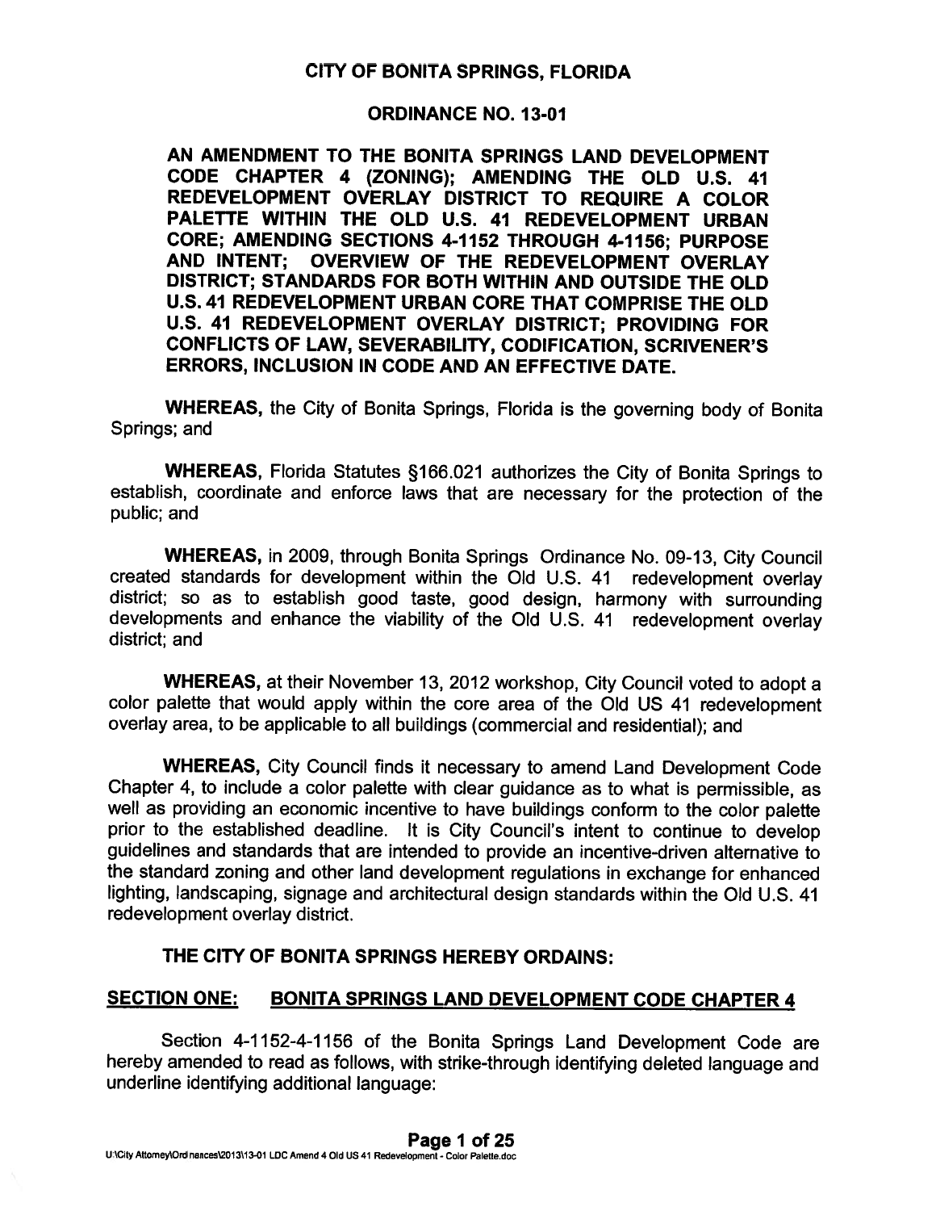# CITY OF BONITA SPRINGS, FLORIDA

## ORDINANCE NO. 13-01

**AN AMENDMENT TO THE BONITA SPRINGS LAND DEVELOPMENT CODE CHAPTER 4 (ZONING); AMENDING THE OLD U.S. 41 REDEVELOPMENT OVERLAY DISTRICT TO REQUIRE A COLOR PALETTE WITHIN THE OLD U.S. 41 REDEVELOPMENT URBAN CORE; AMENDING SECTIONS 4-1152 THROUGH 4-1156; PURPOSE AND INTENT; OVERVIEW OF THE REDEVELOPMENT OVERLAY DISTRICT; STANDARDS FOR BOTH WITHIN AND OUTSIDE THE OLD U.S. 41 REDEVELOPMENT URBAN CORE THAT COMPRISE THE OLD U.S. 41 REDEVELOPMENT OVERLAY DISTRICT; PROVIDING FOR CONFLICTS OF LAW, SEVERABILITY, CODIFICATION, SCRIVENER'S ERRORS, INCLUSION IN CODE AND AN EFFECTIVE DATE.**

**WHEREAS,** the City of Bonita Springs, Florida is the governing body of Bonita Springs; and

**WHEREAS,** Florida Statutes §166.021 authorizes the City of Bonita Springs to establish, coordinate and enforce laws that are necessary for the protection of the public; and

**WHEREAS,** in 2009, through Bonita Springs Ordinance No. 09-13, City Council created standards for development within the Old U.S. 41 redevelopment overlay district; so as to establish good taste, good design, harmony with surrounding developments and enhance the viability of the Old U.S. 41 redevelopment overlay district; and

**WHEREAS,** at their November 13, 2012 workshop, City Council voted to adopt a color palette that would apply within the core area of the Old US 41 redevelopment overlay area, to be applicable to all buildings (commercial and residential); and

**WHEREAS,** City Council finds it necessary to amend Land Development Code Chapter 4, to include a color palette with clear guidance as to what is permissible, as well as providing an economic incentive to have buildings conform to the color palette prior to the established deadline. It is City Council's intent to continue to develop guidelines and standards that are intended to provide an incentive-driven alternative to the standard zoning and other land development regulations in exchange for enhanced lighting, landscaping, signage and architectural design standards within the Old U.S. 41 redevelopment overlay district.

**THE CITY OF BONITA SPRINGS HEREBY ORDAINS:**

**SECTION ONE: BONITA SPRINGS LAND DEVELOPMENT CODE CHAPTER 4**

Section 4-1152-4-1156 of the Bonita Springs Land Development Code are hereby amended to read as follows, with strike-through identifying deleted language and underline identifying additional language: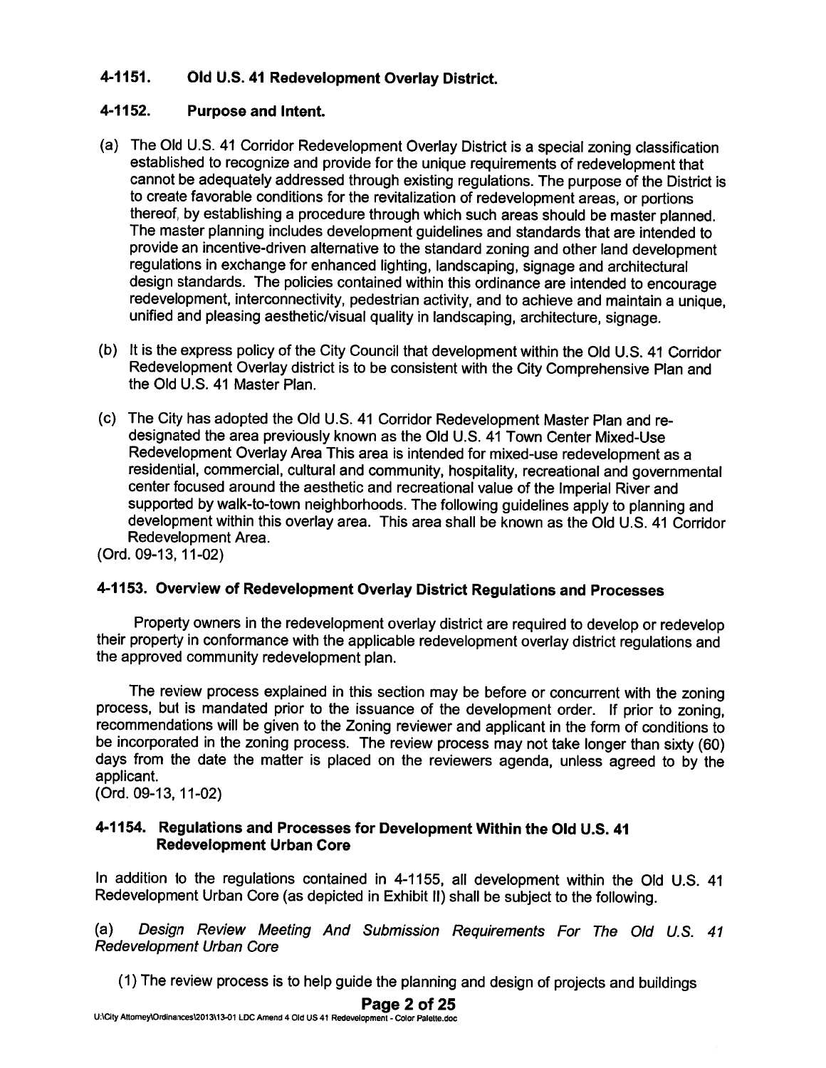## 4-1151. Old U.S. 41 Redevelopment Overlay District.

## 4-1152. Purpose and Intent.

(a) The Old U.S. 41 Corridor Redevelopment Overlay District is a special zoning classification established to recognize and provide for the unique requirements of redevelopment that cannot be adequately addressed through existing regulations. The purpose of the District is to create favorable conditions for the revitalization of redevelopment areas, or portions thereof, by establishing a procedure through which such areas should be master planned. The master planning includes development guidelines and standards that are intended to provide an incentive-driven alternative to the standard zoning and other land development regulations in exchange for enhanced lighting, landscaping, signage and architectural design standards. The policies contained within this ordinance are intended to encourage redevelopment, interconnectivity, pedestrian activity, and to achieve and maintain a unique, unified and pleasing aesthetic/visual quality in landscaping, architecture, signage.

(b) It is the express policy of the City Council that development within the Old U.S. 41 Corridor Redevelopment Overlay district is to be consistent with the City Comprehensive Plan and the Old U.S. 41 Master Plan.

(c) The City has adopted the Old U.S. 41 Corridor Redevelopment Master Plan and re-designated the area previously known as the Old U.S. 41 Town Center Mixed-Use Redevelopment Overlay Area This area is intended for mixed-use redevelopment as a residential, commercial, cultural and community, hospitality, recreational and governmental center focused around the aesthetic and recreational value of the Imperial River and supported by walk-to-town neighborhoods. The following guidelines apply to planning and development within this overlay area. This area shall be known as the Old U.S. 41 Corridor Redevelopment Area.

(Ord. 09-13, 11-02)

## 4-1153. Overview of Redevelopment Overlay District Regulations and Processes

Property owners in the redevelopment overlay district are required to develop or redevelop their property in conformance with the applicable redevelopment overlay district regulations and the approved community redevelopment plan.

The review process explained in this section may be before or concurrent with the zoning process, but is mandated prior to the issuance of the development order. If prior to zoning, recommendations will be given to the Zoning reviewer and applicant in the form of conditions to be incorporated in the zoning process. The review process may not take longer than sixty (60) days from the date the matter is placed on the reviewers agenda, unless agreed to by the applicant.

(Ord. 09-13, 11-02)

## 4-1154. Regulations and Processes for Development Within the Old U.S. 41 Redevelopment Urban Core

In addition to the regulations contained in 4-1155, all development within the Old U.S. 41 Redevelopment Urban Core (as depicted in Exhibit II) shall be subject to the following.

(a) *Design Review Meeting And Submission Requirements For The Old U.S. 41 Redevelopment Urban Core*

(1) The review process is to help guide the planning and design of projects and buildings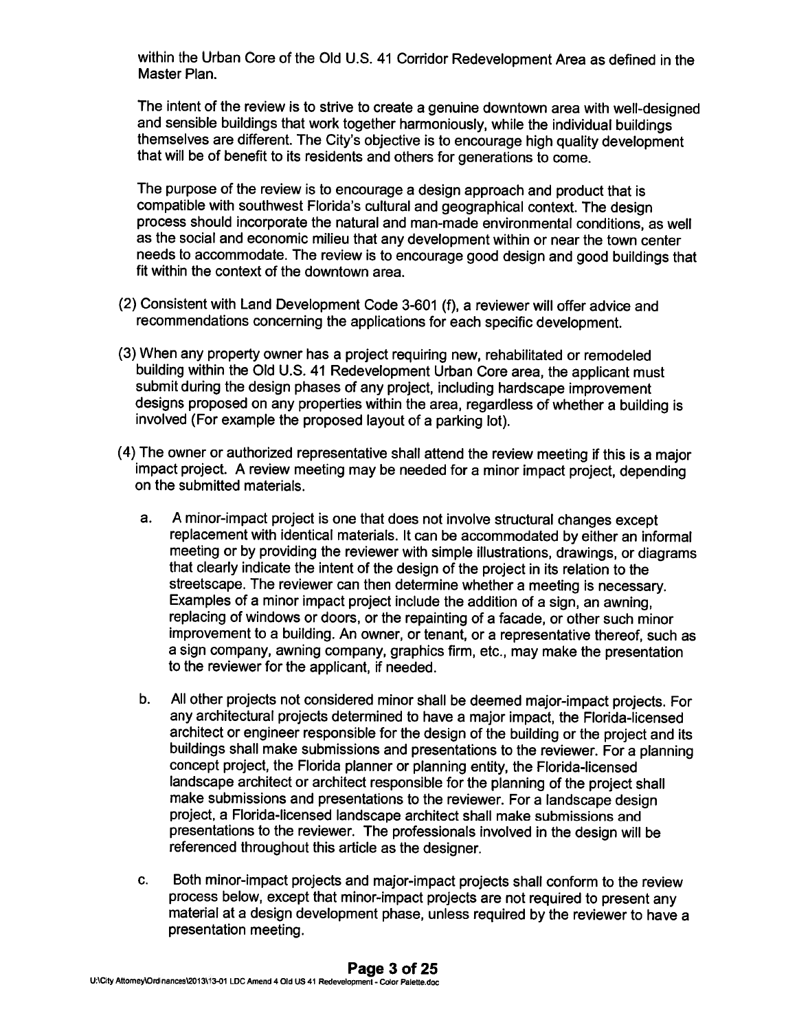within the Urban Core of the Old U.S. 41 Corridor Redevelopment Area as defined in the Master Plan.

The intent of the review is to strive to create a genuine downtown area with well-designed and sensible buildings that work together harmoniously, while the individual buildings themselves are different. The City's objective is to encourage high quality development that will be of benefit to its residents and others for generations to come.

The purpose of the review is to encourage a design approach and product that is compatible with southwest Florida's cultural and geographical context. The design process should incorporate the natural and man-made environmental conditions, as well as the social and economic milieu that any development within or near the town center needs to accommodate. The review is to encourage good design and good buildings that fit within the context of the downtown area.

(2) Consistent with Land Development Code 3-601 (f), a reviewer will offer advice and recommendations concerning the applications for each specific development.

(3) When any property owner has a project requiring new, rehabilitated or remodeled building within the Old U.S. 41 Redevelopment Urban Core area, the applicant must submit during the design phases of any project, including hardscape improvement designs proposed on any properties within the area, regardless of whether a building is involved (For example the proposed layout of a parking lot).

(4) The owner or authorized representative shall attend the review meeting if this is a major impact project. A review meeting may be needed for a minor impact project, depending on the submitted materials.

a. A minor-impact project is one that does not involve structural changes except replacement with identical materials. It can be accommodated by either an informal meeting or by providing the reviewer with simple illustrations, drawings, or diagrams that clearly indicate the intent of the design of the project in its relation to the streetscape. The reviewer can then determine whether a meeting is necessary. Examples of a minor impact project include the addition of a sign, an awning, replacing of windows or doors, or the repainting of a facade, or other such minor improvement to a building. An owner, or tenant, or a representative thereof, such as a sign company, awning company, graphics firm, etc., may make the presentation to the reviewer for the applicant, if needed.

b. All other projects not considered minor shall be deemed major-impact projects. For any architectural projects determined to have a major impact, the Florida-licensed architect or engineer responsible for the design of the building or the project and its buildings shall make submissions and presentations to the reviewer. For a planning concept project, the Florida planner or planning entity, the Florida-licensed landscape architect or architect responsible for the planning of the project shall make submissions and presentations to the reviewer. For a landscape design project, a Florida-licensed landscape architect shall make submissions and presentations to the reviewer. The professionals involved in the design will be referenced throughout this article as the designer.

c. Both minor-impact projects and major-impact projects shall conform to the review process below, except that minor-impact projects are not required to present any material at a design development phase, unless required by the reviewer to have a presentation meeting.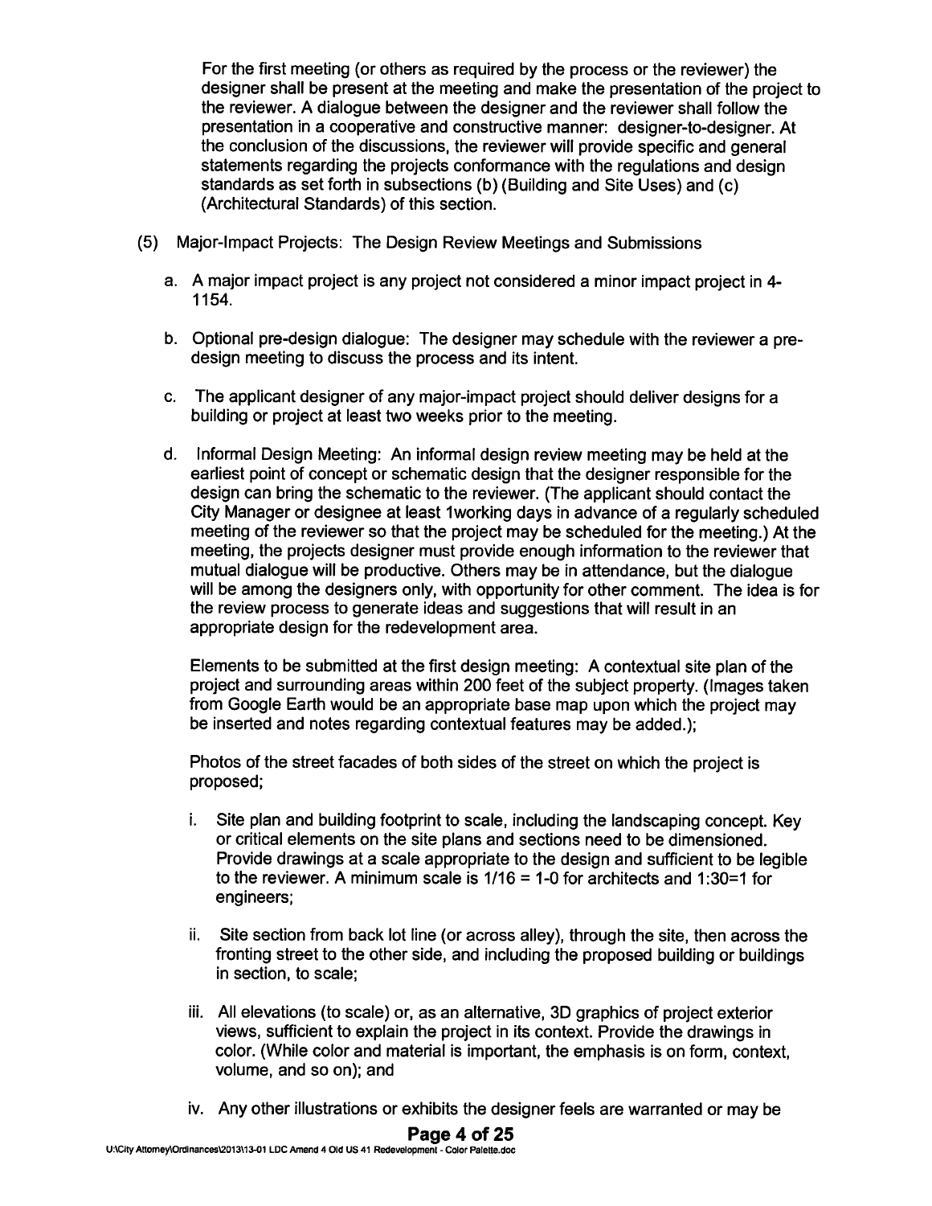For the first meeting (or others as required by the process or the reviewer) the designer shall be present at the meeting and make the presentation of the project to the reviewer. A dialogue between the designer and the reviewer shall follow the presentation in a cooperative and constructive manner: designer-to-designer. At the conclusion of the discussions, the reviewer will provide specific and general statements regarding the projects conformance with the regulations and design standards as set forth in subsections (b) (Building and Site Uses) and (c) (Architectural Standards) of this section.

(5) Major-Impact Projects: The Design Review Meetings and Submissions

a. A major impact project is any project not considered a minor impact project in 4-1154.

b. Optional pre-design dialogue: The designer may schedule with the reviewer a pre-design meeting to discuss the process and its intent.

c. The applicant designer of any major-impact project should deliver designs for a building or project at least two weeks prior to the meeting.

d. Informal Design Meeting: An informal design review meeting may be held at the earliest point of concept or schematic design that the designer responsible for the design can bring the schematic to the reviewer. (The applicant should contact the City Manager or designee at least 1working days in advance of a regularly scheduled meeting of the reviewer so that the project may be scheduled for the meeting.) At the meeting, the projects designer must provide enough information to the reviewer that mutual dialogue will be productive. Others may be in attendance, but the dialogue will be among the designers only, with opportunity for other comment. The idea is for the review process to generate ideas and suggestions that will result in an appropriate design for the redevelopment area.

Elements to be submitted at the first design meeting: A contextual site plan of the project and surrounding areas within 200 feet of the subject property. (Images taken from Google Earth would be an appropriate base map upon which the project may be inserted and notes regarding contextual features may be added.);

Photos of the street facades of both sides of the street on which the project is proposed;

i. Site plan and building footprint to scale, including the landscaping concept. Key or critical elements on the site plans and sections need to be dimensioned. Provide drawings at a scale appropriate to the design and sufficient to be legible to the reviewer. A minimum scale is 1/16 = 1-0 for architects and 1:30=1 for engineers;

ii. Site section from back lot line (or across alley), through the site, then across the fronting street to the other side, and including the proposed building or buildings in section, to scale;

iii. All elevations (to scale) or, as an alternative, 3D graphics of project exterior views, sufficient to explain the project in its context. Provide the drawings in color. (While color and material is important, the emphasis is on form, context, volume, and so on); and

iv. Any other illustrations or exhibits the designer feels are warranted or may be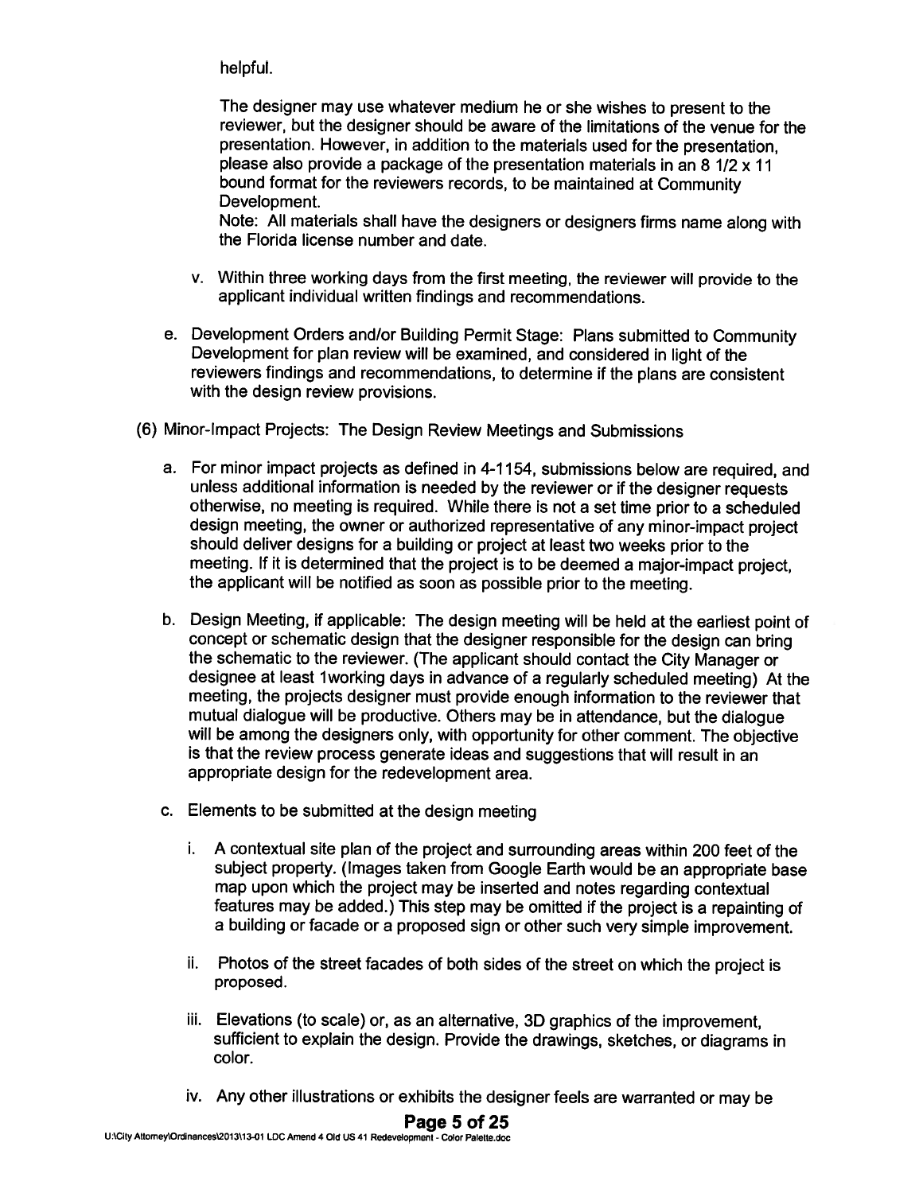helpful.

The designer may use whatever medium he or she wishes to present to the reviewer, but the designer should be aware of the limitations of the venue for the presentation. However, in addition to the materials used for the presentation, please also provide a package of the presentation materials in an 8 1/2 x 11 bound format for the reviewers records, to be maintained at Community Development.

Note: All materials shall have the designers or designers firms name along with the Florida license number and date.

v. Within three working days from the first meeting, the reviewer will provide to the applicant individual written findings and recommendations.

e. Development Orders and/or Building Permit Stage: Plans submitted to Community Development for plan review will be examined, and considered in light of the reviewers findings and recommendations, to determine if the plans are consistent with the design review provisions.

(6) Minor-Impact Projects: The Design Review Meetings and Submissions

a. For minor impact projects as defined in 4-1154, submissions below are required, and unless additional information is needed by the reviewer or if the designer requests otherwise, no meeting is required. While there is not a set time prior to a scheduled design meeting, the owner or authorized representative of any minor-impact project should deliver designs for a building or project at least two weeks prior to the meeting. If it is determined that the project is to be deemed a major-impact project, the applicant will be notified as soon as possible prior to the meeting.

b. Design Meeting, if applicable: The design meeting will be held at the earliest point of concept or schematic design that the designer responsible for the design can bring the schematic to the reviewer. (The applicant should contact the City Manager or designee at least 1working days in advance of a regularly scheduled meeting) At the meeting, the projects designer must provide enough information to the reviewer that mutual dialogue will be productive. Others may be in attendance, but the dialogue will be among the designers only, with opportunity for other comment. The objective is that the review process generate ideas and suggestions that will result in an appropriate design for the redevelopment area.

c. Elements to be submitted at the design meeting

i. A contextual site plan of the project and surrounding areas within 200 feet of the subject property. (Images taken from Google Earth would be an appropriate base map upon which the project may be inserted and notes regarding contextual features may be added.) This step may be omitted if the project is a repainting of a building or facade or a proposed sign or other such very simple improvement.

ii. Photos of the street facades of both sides of the street on which the project is proposed.

iii. Elevations (to scale) or, as an alternative, 3D graphics of the improvement, sufficient to explain the design. Provide the drawings, sketches, or diagrams in color.

iv. Any other illustrations or exhibits the designer feels are warranted or may be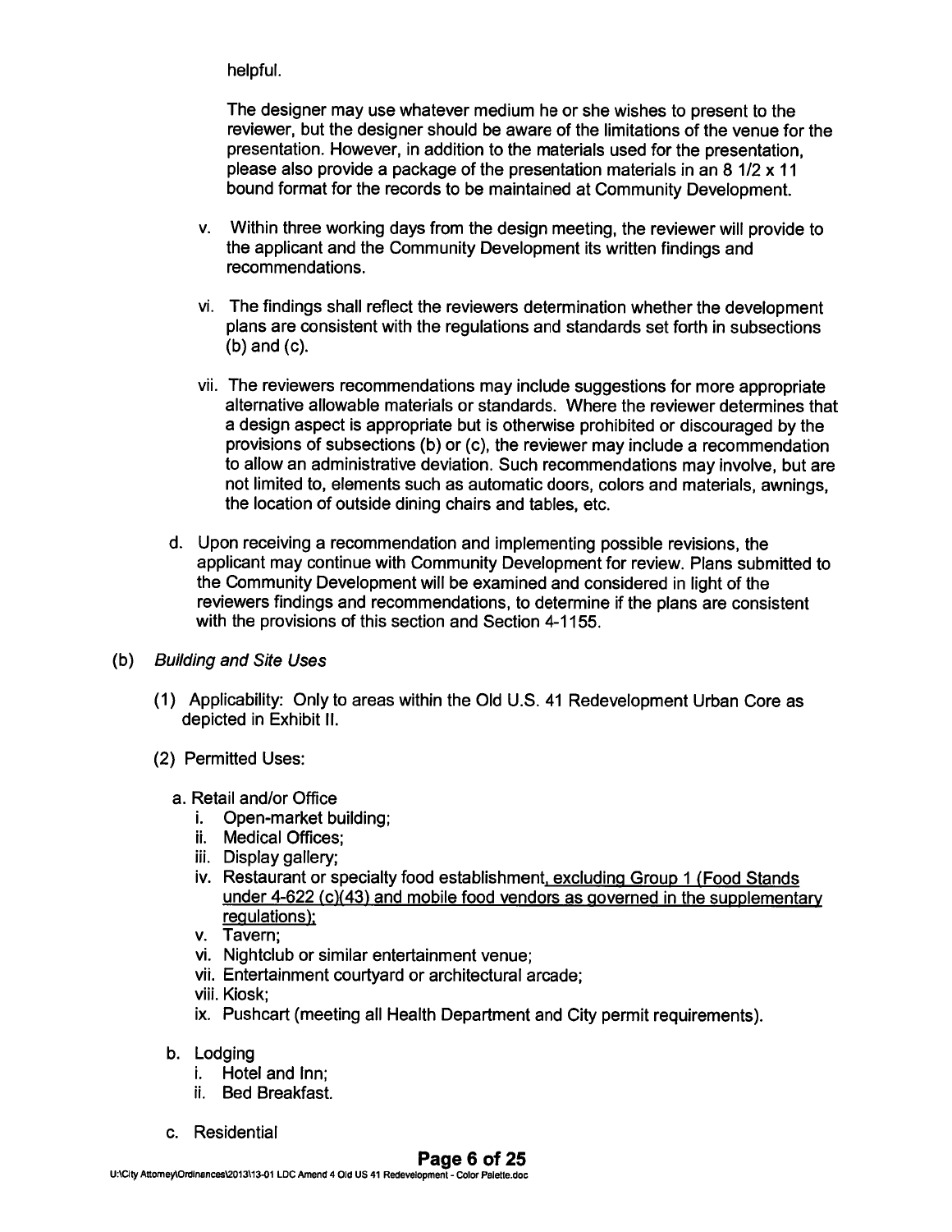helpful.

The designer may use whatever medium he or she wishes to present to the reviewer, but the designer should be aware of the limitations of the venue for the presentation. However, in addition to the materials used for the presentation, please also provide a package of the presentation materials in an 8 1/2 x 11 bound format for the records to be maintained at Community Development.

v. Within three working days from the design meeting, the reviewer will provide to the applicant and the Community Development its written findings and recommendations.

vi. The findings shall reflect the reviewers determination whether the development plans are consistent with the regulations and standards set forth in subsections (b) and (c).

vii. The reviewers recommendations may include suggestions for more appropriate alternative allowable materials or standards. Where the reviewer determines that a design aspect is appropriate but is otherwise prohibited or discouraged by the provisions of subsections (b) or (c), the reviewer may include a recommendation to allow an administrative deviation. Such recommendations may involve, but are not limited to, elements such as automatic doors, colors and materials, awnings, the location of outside dining chairs and tables, etc.

d. Upon receiving a recommendation and implementing possible revisions, the applicant may continue with Community Development for review. Plans submitted to the Community Development will be examined and considered in light of the reviewers findings and recommendations, to determine if the plans are consistent with the provisions of this section and Section 4-1155.

(b) *Building and Site Uses*

(1) Applicability: Only to areas within the Old U.S. 41 Redevelopment Urban Core as depicted in Exhibit II.

(2) Permitted Uses:

a. Retail and/or Office
   i. Open-market building;
   ii. Medical Offices;
   iii. Display gallery;
   iv. Restaurant or specialty food establishment, excluding Group 1 (Food Stands under 4-622 (c)(43) and mobile food vendors as governed in the supplementary regulations);
   v. Tavern;
   vi. Nightclub or similar entertainment venue;
   vii. Entertainment courtyard or architectural arcade;
   viii. Kiosk;
   ix. Pushcart (meeting all Health Department and City permit requirements).

b. Lodging
   i. Hotel and Inn;
   ii. Bed Breakfast.

c. Residential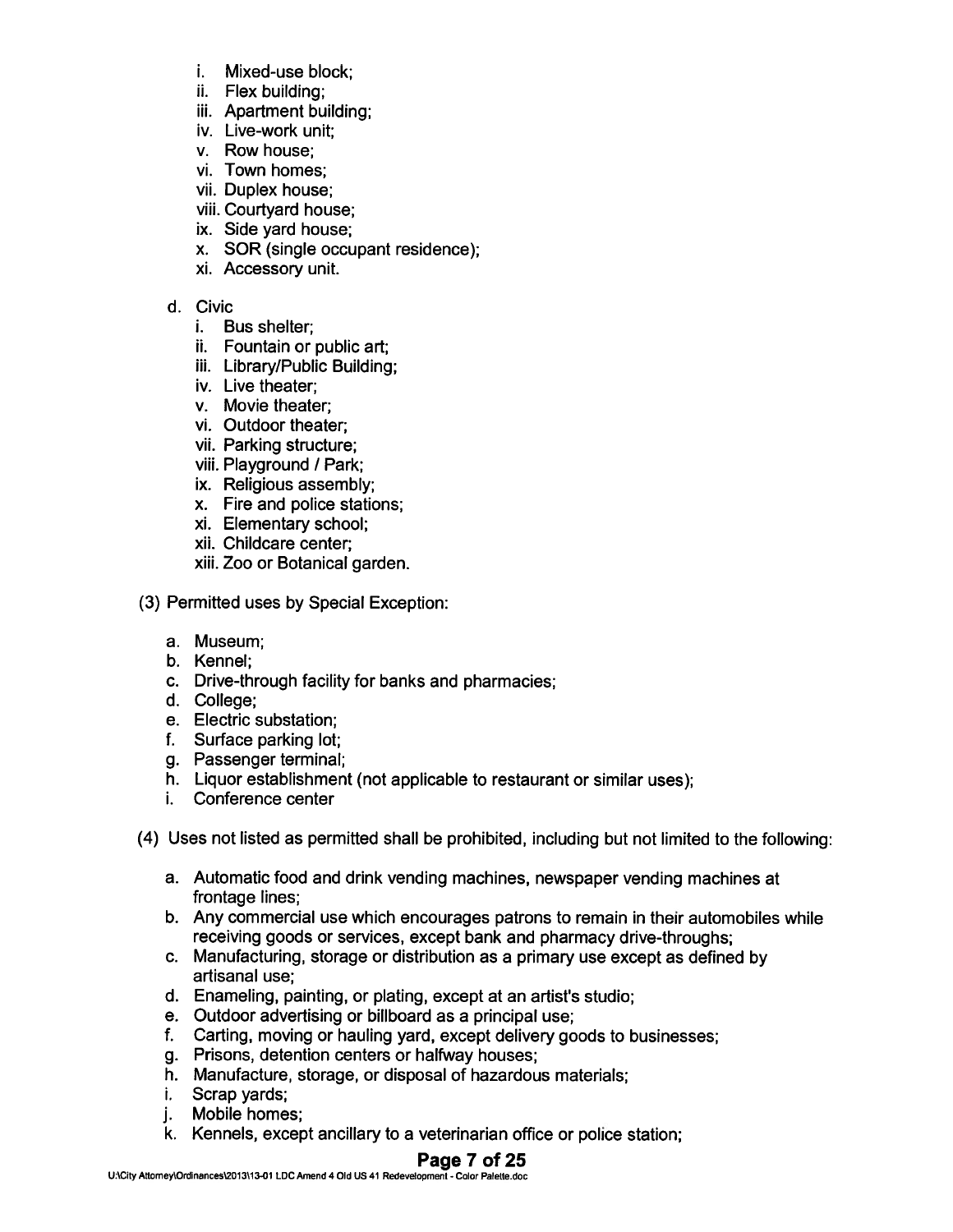i. Mixed-use block;
ii. Flex building;
iii. Apartment building;
iv. Live-work unit;
v. Row house;
vi. Town homes;
vii. Duplex house;
viii. Courtyard house;
ix. Side yard house;
x. SOR (single occupant residence);
xi. Accessory unit.

d. Civic
   i. Bus shelter;
   ii. Fountain or public art;
   iii. Library/Public Building;
   iv. Live theater;
   v. Movie theater;
   vi. Outdoor theater;
   vii. Parking structure;
   viii. Playground / Park;
   ix. Religious assembly;
   x. Fire and police stations;
   xi. Elementary school;
   xii. Childcare center;
   xiii. Zoo or Botanical garden.

(3) Permitted uses by Special Exception:

   a. Museum;
   b. Kennel;
   c. Drive-through facility for banks and pharmacies;
   d. College;
   e. Electric substation;
   f. Surface parking lot;
   g. Passenger terminal;
   h. Liquor establishment (not applicable to restaurant or similar uses);
   i. Conference center

(4) Uses not listed as permitted shall be prohibited, including but not limited to the following:

   a. Automatic food and drink vending machines, newspaper vending machines at frontage lines;
   b. Any commercial use which encourages patrons to remain in their automobiles while receiving goods or services, except bank and pharmacy drive-throughs;
   c. Manufacturing, storage or distribution as a primary use except as defined by artisanal use;
   d. Enameling, painting, or plating, except at an artist's studio;
   e. Outdoor advertising or billboard as a principal use;
   f. Carting, moving or hauling yard, except delivery goods to businesses;
   g. Prisons, detention centers or halfway houses;
   h. Manufacture, storage, or disposal of hazardous materials;
   i. Scrap yards;
   j. Mobile homes;
   k. Kennels, except ancillary to a veterinarian office or police station;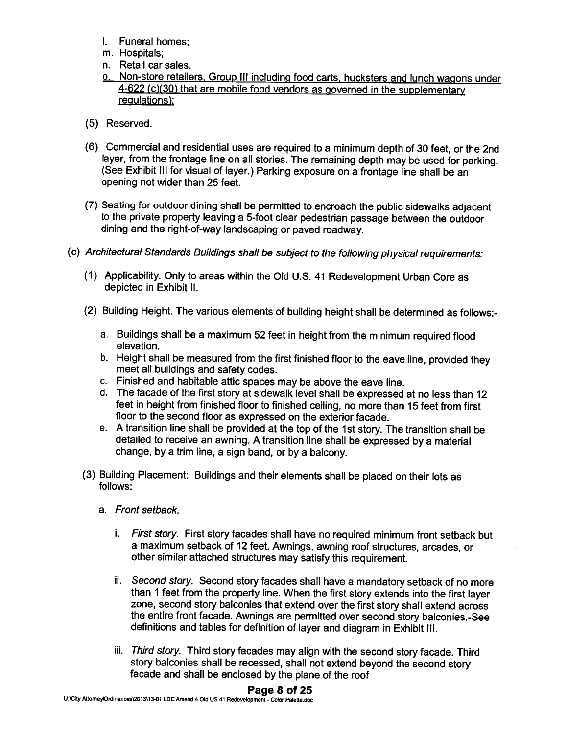l. Funeral homes;
m. Hospitals;
n. Retail car sales.
o. <u>Non-store retailers, Group III including food carts, hucksters and lunch wagons under 4-622 (c)(30) that are mobile food vendors as governed in the supplementary regulations);</u>

(5) Reserved.

(6) Commercial and residential uses are required to a minimum depth of 30 feet, or the 2nd layer, from the frontage line on all stories. The remaining depth may be used for parking. (See Exhibit III for visual of layer.) Parking exposure on a frontage line shall be an opening not wider than 25 feet.

(7) Seating for outdoor dining shall be permitted to encroach the public sidewalks adjacent to the private property leaving a 5-foot clear pedestrian passage between the outdoor dining and the right-of-way landscaping or paved roadway.

(c) *Architectural Standards Buildings shall be subject to the following physical requirements:*

(1) Applicability. Only to areas within the Old U.S. 41 Redevelopment Urban Core as depicted in Exhibit II.

(2) Building Height. The various elements of building height shall be determined as follows:-

a. Buildings shall be a maximum 52 feet in height from the minimum required flood elevation.
b. Height shall be measured from the first finished floor to the eave line, provided they meet all buildings and safety codes.
c. Finished and habitable attic spaces may be above the eave line.
d. The facade of the first story at sidewalk level shall be expressed at no less than 12 feet in height from finished floor to finished ceiling, no more than 15 feet from first floor to the second floor as expressed on the exterior facade.
e. A transition line shall be provided at the top of the 1st story. The transition shall be detailed to receive an awning. A transition line shall be expressed by a material change, by a trim line, a sign band, or by a balcony.

(3) Building Placement: Buildings and their elements shall be placed on their lots as follows:

a. *Front setback.*

i. *First story.* First story facades shall have no required minimum front setback but a maximum setback of 12 feet. Awnings, awning roof structures, arcades, or other similar attached structures may satisfy this requirement.

ii. *Second story.* Second story facades shall have a mandatory setback of no more than 1 feet from the property line. When the first story extends into the first layer zone, second story balconies that extend over the first story shall extend across the entire front facade. Awnings are permitted over second story balconies.-See definitions and tables for definition of layer and diagram in Exhibit III.

iii. *Third story.* Third story facades may align with the second story facade. Third story balconies shall be recessed, shall not extend beyond the second story facade and shall be enclosed by the plane of the roof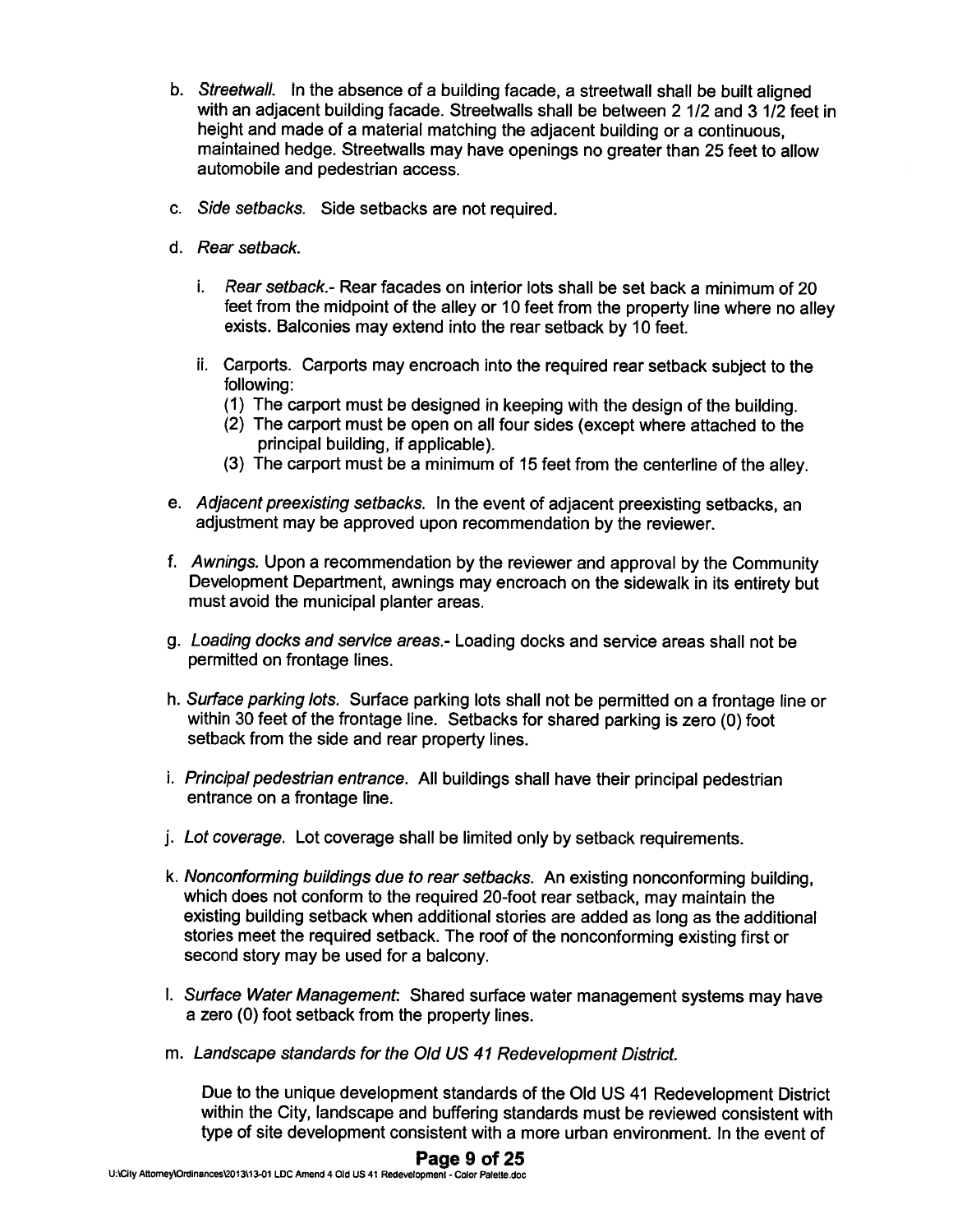b. *Streetwall.* In the absence of a building facade, a streetwall shall be built aligned with an adjacent building facade. Streetwalls shall be between 2 1/2 and 3 1/2 feet in height and made of a material matching the adjacent building or a continuous, maintained hedge. Streetwalls may have openings no greater than 25 feet to allow automobile and pedestrian access.

c. *Side setbacks.* Side setbacks are not required.

d. *Rear setback.*

   i. *Rear setback.*- Rear facades on interior lots shall be set back a minimum of 20 feet from the midpoint of the alley or 10 feet from the property line where no alley exists. Balconies may extend into the rear setback by 10 feet.

   ii. Carports. Carports may encroach into the required rear setback subject to the following:
      (1) The carport must be designed in keeping with the design of the building.
      (2) The carport must be open on all four sides (except where attached to the principal building, if applicable).
      (3) The carport must be a minimum of 15 feet from the centerline of the alley.

e. *Adjacent preexisting setbacks.* In the event of adjacent preexisting setbacks, an adjustment may be approved upon recommendation by the reviewer.

f. *Awnings.* Upon a recommendation by the reviewer and approval by the Community Development Department, awnings may encroach on the sidewalk in its entirety but must avoid the municipal planter areas.

g. *Loading docks and service areas.*- Loading docks and service areas shall not be permitted on frontage lines.

h. *Surface parking lots.* Surface parking lots shall not be permitted on a frontage line or within 30 feet of the frontage line. Setbacks for shared parking is zero (0) foot setback from the side and rear property lines.

i. *Principal pedestrian entrance.* All buildings shall have their principal pedestrian entrance on a frontage line.

j. *Lot coverage.* Lot coverage shall be limited only by setback requirements.

k. *Nonconforming buildings due to rear setbacks.* An existing nonconforming building, which does not conform to the required 20-foot rear setback, may maintain the existing building setback when additional stories are added as long as the additional stories meet the required setback. The roof of the nonconforming existing first or second story may be used for a balcony.

l. *Surface Water Management:* Shared surface water management systems may have a zero (0) foot setback from the property lines.

m. *Landscape standards for the Old US 41 Redevelopment District.*

   Due to the unique development standards of the Old US 41 Redevelopment District within the City, landscape and buffering standards must be reviewed consistent with type of site development consistent with a more urban environment. In the event of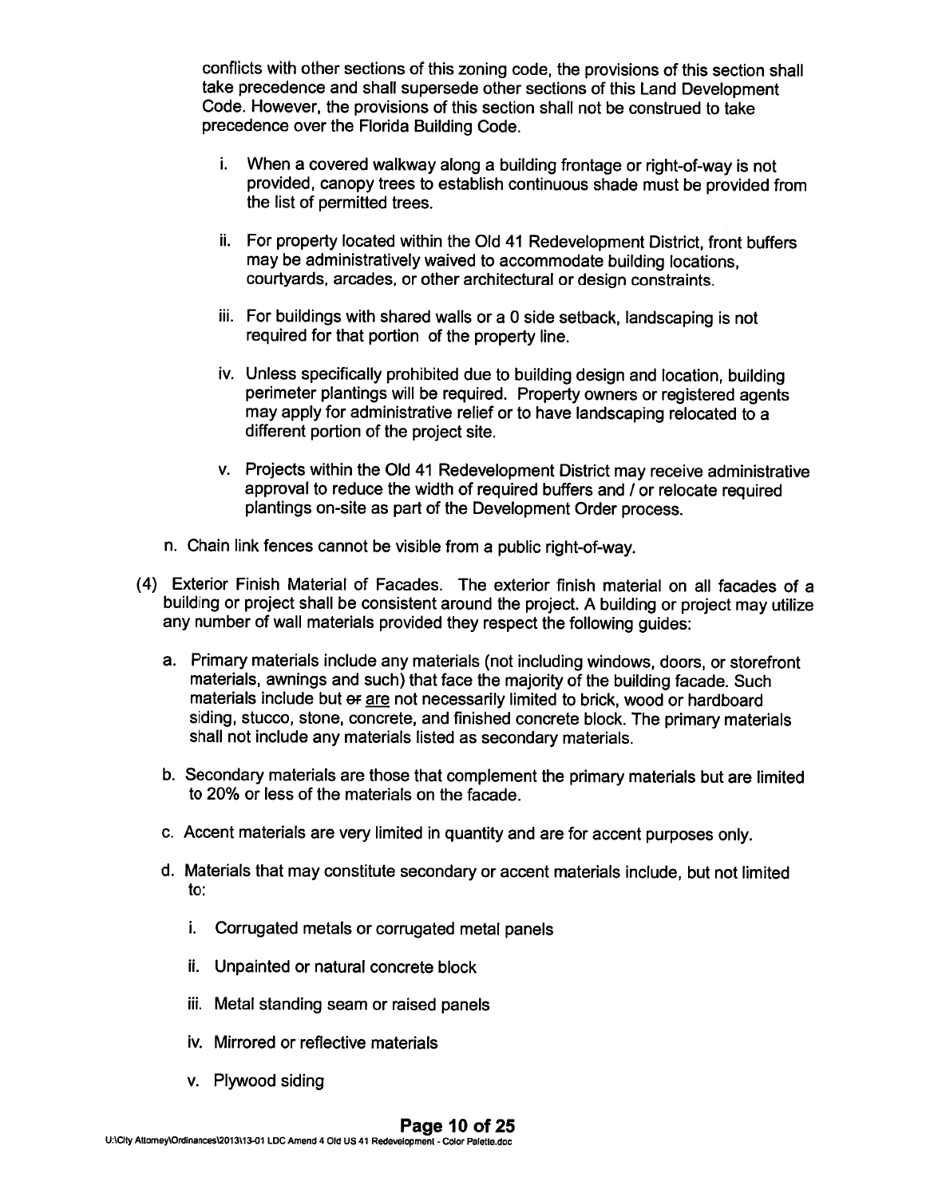conflicts with other sections of this zoning code, the provisions of this section shall take precedence and shall supersede other sections of this Land Development Code. However, the provisions of this section shall not be construed to take precedence over the Florida Building Code.

i. When a covered walkway along a building frontage or right-of-way is not provided, canopy trees to establish continuous shade must be provided from the list of permitted trees.

ii. For property located within the Old 41 Redevelopment District, front buffers may be administratively waived to accommodate building locations, courtyards, arcades, or other architectural or design constraints.

iii. For buildings with shared walls or a 0 side setback, landscaping is not required for that portion of the property line.

iv. Unless specifically prohibited due to building design and location, building perimeter plantings will be required. Property owners or registered agents may apply for administrative relief or to have landscaping relocated to a different portion of the project site.

v. Projects within the Old 41 Redevelopment District may receive administrative approval to reduce the width of required buffers and / or relocate required plantings on-site as part of the Development Order process.

n. Chain link fences cannot be visible from a public right-of-way.

(4) Exterior Finish Material of Facades. The exterior finish material on all facades of a building or project shall be consistent around the project. A building or project may utilize any number of wall materials provided they respect the following guides:

a. Primary materials include any materials (not including windows, doors, or storefront materials, awnings and such) that face the majority of the building facade. Such materials include but ~~or~~ are not necessarily limited to brick, wood or hardboard siding, stucco, stone, concrete, and finished concrete block. The primary materials shall not include any materials listed as secondary materials.

b. Secondary materials are those that complement the primary materials but are limited to 20% or less of the materials on the facade.

c. Accent materials are very limited in quantity and are for accent purposes only.

d. Materials that may constitute secondary or accent materials include, but not limited to:

i. Corrugated metals or corrugated metal panels

ii. Unpainted or natural concrete block

iii. Metal standing seam or raised panels

iv. Mirrored or reflective materials

v. Plywood siding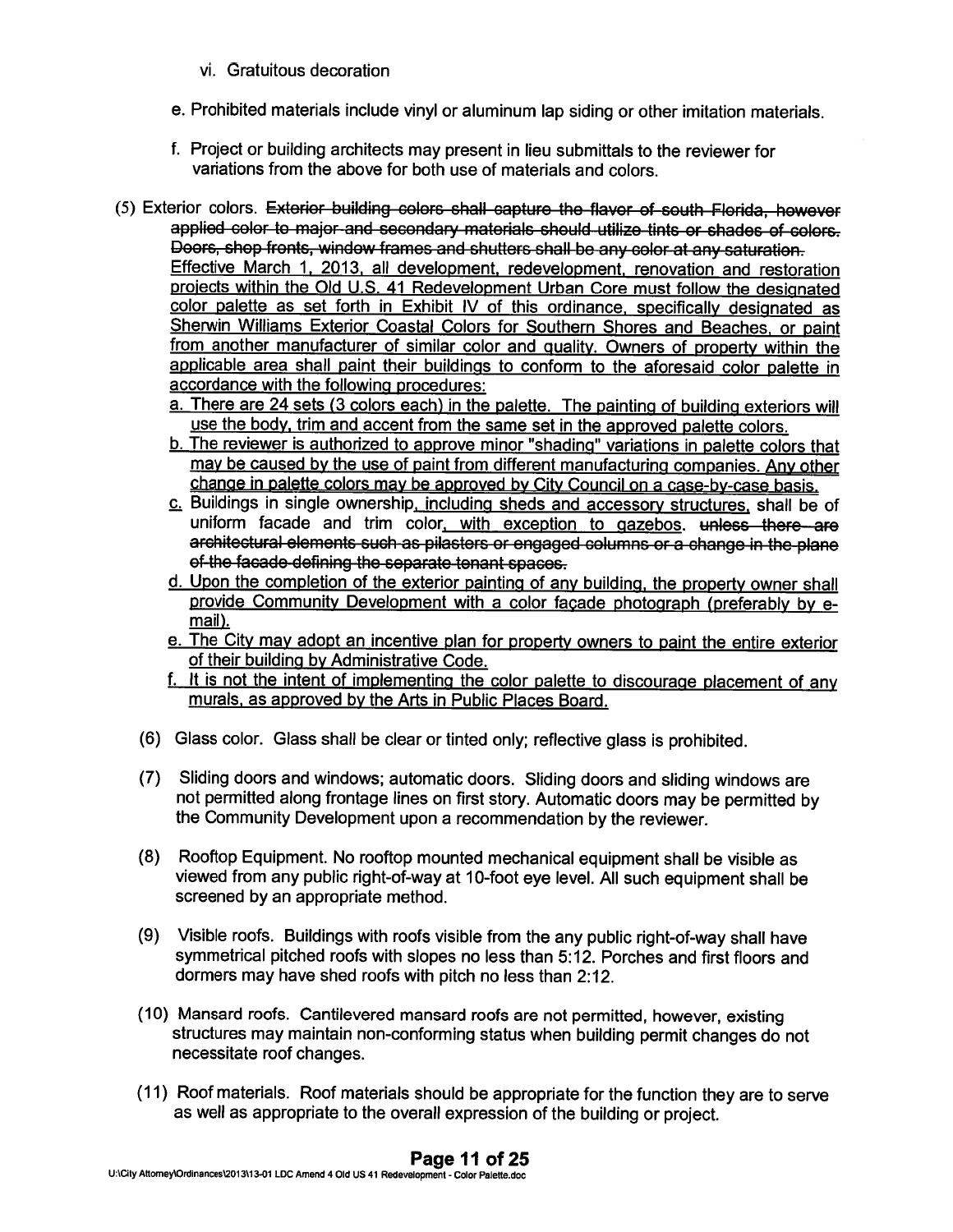vi. Gratuitous decoration

e. Prohibited materials include vinyl or aluminum lap siding or other imitation materials.

f. Project or building architects may present in lieu submittals to the reviewer for variations from the above for both use of materials and colors.

(5) Exterior colors. ~~Exterior building colors shall capture the flavor of south Florida, however applied color to major and secondary materials should utilize tints or shades of colors. Doors, shop fronts, window frames and shutters shall be any color at any saturation.~~ <u>Effective March 1, 2013, all development, redevelopment, renovation and restoration projects within the Old U.S. 41 Redevelopment Urban Core must follow the designated color palette as set forth in Exhibit IV of this ordinance, specifically designated as Sherwin Williams Exterior Coastal Colors for Southern Shores and Beaches, or paint from another manufacturer of similar color and quality. Owners of property within the applicable area shall paint their buildings to conform to the aforesaid color palette in accordance with the following procedures:</u>

<u>a. There are 24 sets (3 colors each) in the palette. The painting of building exteriors will use the body, trim and accent from the same set in the approved palette colors.</u>

<u>b. The reviewer is authorized to approve minor "shading" variations in palette colors that may be caused by the use of paint from different manufacturing companies. Any other change in palette colors may be approved by City Council on a case-by-case basis.</u>

<u>c.</u> Buildings in single ownership<u>, including sheds and accessory structures,</u> shall be of uniform facade and trim color<u>, with exception to gazebos</u>. ~~unless there are architectural elements such as pilasters or engaged columns or a change in the plane of the facade defining the separate tenant spaces.~~

<u>d. Upon the completion of the exterior painting of any building, the property owner shall provide Community Development with a color façade photograph (preferably by e-mail).</u>

<u>e. The City may adopt an incentive plan for property owners to paint the entire exterior of their building by Administrative Code.</u>

<u>f. It is not the intent of implementing the color palette to discourage placement of any murals, as approved by the Arts in Public Places Board.</u>

(6) Glass color. Glass shall be clear or tinted only; reflective glass is prohibited.

(7) Sliding doors and windows; automatic doors. Sliding doors and sliding windows are not permitted along frontage lines on first story. Automatic doors may be permitted by the Community Development upon a recommendation by the reviewer.

(8) Rooftop Equipment. No rooftop mounted mechanical equipment shall be visible as viewed from any public right-of-way at 10-foot eye level. All such equipment shall be screened by an appropriate method.

(9) Visible roofs. Buildings with roofs visible from the any public right-of-way shall have symmetrical pitched roofs with slopes no less than 5:12. Porches and first floors and dormers may have shed roofs with pitch no less than 2:12.

(10) Mansard roofs. Cantilevered mansard roofs are not permitted, however, existing structures may maintain non-conforming status when building permit changes do not necessitate roof changes.

(11) Roof materials. Roof materials should be appropriate for the function they are to serve as well as appropriate to the overall expression of the building or project.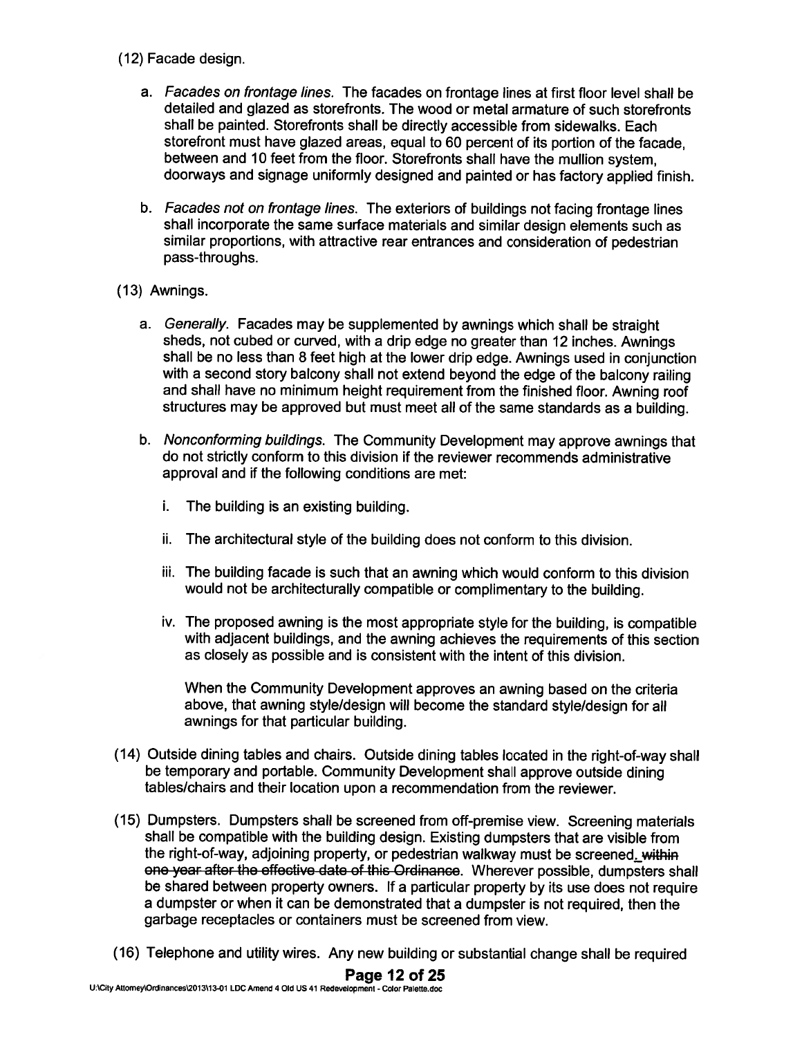(12) Facade design.

a. *Facades on frontage lines.* The facades on frontage lines at first floor level shall be detailed and glazed as storefronts. The wood or metal armature of such storefronts shall be painted. Storefronts shall be directly accessible from sidewalks. Each storefront must have glazed areas, equal to 60 percent of its portion of the facade, between and 10 feet from the floor. Storefronts shall have the mullion system, doorways and signage uniformly designed and painted or has factory applied finish.

b. *Facades not on frontage lines.* The exteriors of buildings not facing frontage lines shall incorporate the same surface materials and similar design elements such as similar proportions, with attractive rear entrances and consideration of pedestrian pass-throughs.

(13) Awnings.

a. *Generally.* Facades may be supplemented by awnings which shall be straight sheds, not cubed or curved, with a drip edge no greater than 12 inches. Awnings shall be no less than 8 feet high at the lower drip edge. Awnings used in conjunction with a second story balcony shall not extend beyond the edge of the balcony railing and shall have no minimum height requirement from the finished floor. Awning roof structures may be approved but must meet all of the same standards as a building.

b. *Nonconforming buildings.* The Community Development may approve awnings that do not strictly conform to this division if the reviewer recommends administrative approval and if the following conditions are met:

i. The building is an existing building.

ii. The architectural style of the building does not conform to this division.

iii. The building facade is such that an awning which would conform to this division would not be architecturally compatible or complimentary to the building.

iv. The proposed awning is the most appropriate style for the building, is compatible with adjacent buildings, and the awning achieves the requirements of this section as closely as possible and is consistent with the intent of this division.

When the Community Development approves an awning based on the criteria above, that awning style/design will become the standard style/design for all awnings for that particular building.

(14) Outside dining tables and chairs. Outside dining tables located in the right-of-way shall be temporary and portable. Community Development shall approve outside dining tables/chairs and their location upon a recommendation from the reviewer.

(15) Dumpsters. Dumpsters shall be screened from off-premise view. Screening materials shall be compatible with the building design. Existing dumpsters that are visible from the right-of-way, adjoining property, or pedestrian walkway must be screened. ~~within one year after the effective date of this Ordinance~~. Wherever possible, dumpsters shall be shared between property owners. If a particular property by its use does not require a dumpster or when it can be demonstrated that a dumpster is not required, then the garbage receptacles or containers must be screened from view.

(16) Telephone and utility wires. Any new building or substantial change shall be required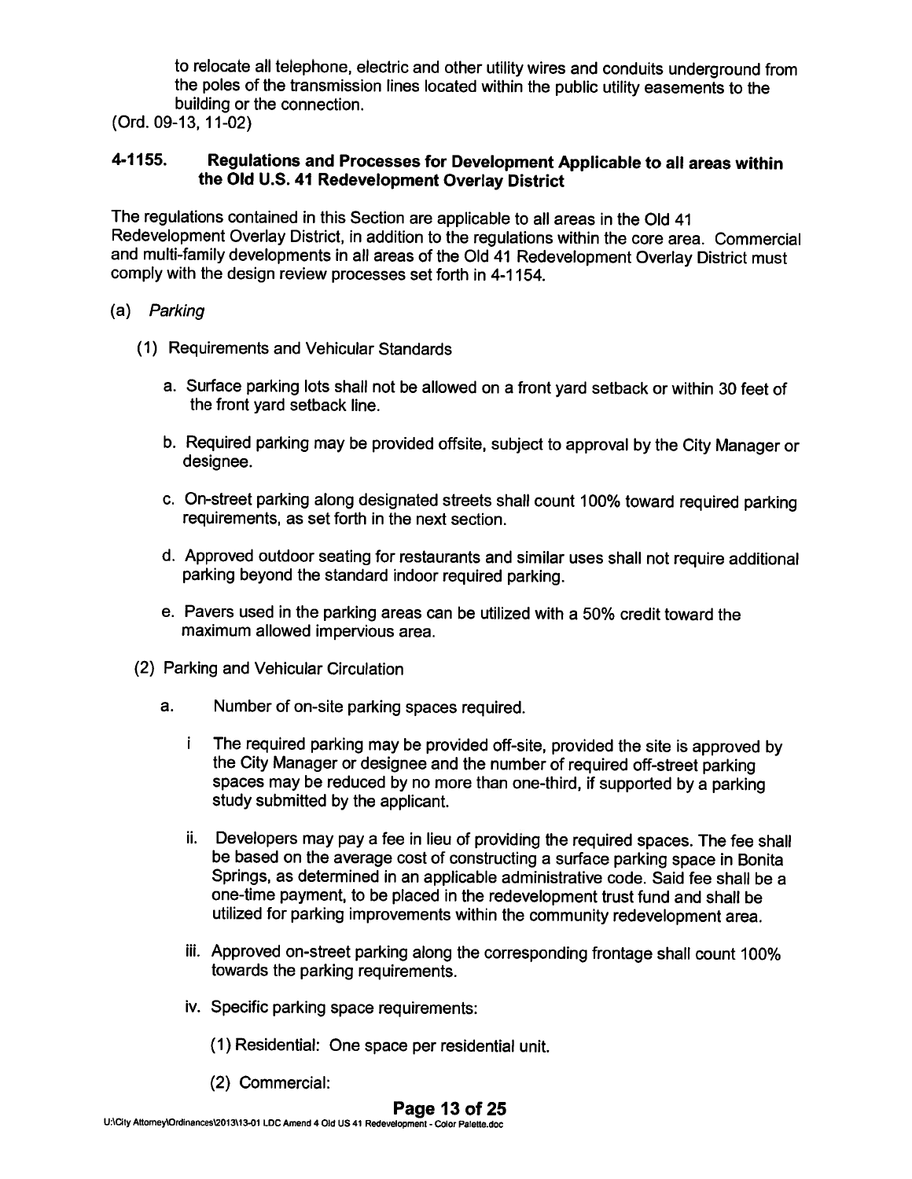to relocate all telephone, electric and other utility wires and conduits underground from the poles of the transmission lines located within the public utility easements to the building or the connection.

(Ord. 09-13, 11-02)

### 4-1155. Regulations and Processes for Development Applicable to all areas within the Old U.S. 41 Redevelopment Overlay District

The regulations contained in this Section are applicable to all areas in the Old 41 Redevelopment Overlay District, in addition to the regulations within the core area. Commercial and multi-family developments in all areas of the Old 41 Redevelopment Overlay District must comply with the design review processes set forth in 4-1154.

(a) *Parking*

(1) Requirements and Vehicular Standards

a. Surface parking lots shall not be allowed on a front yard setback or within 30 feet of the front yard setback line.

b. Required parking may be provided offsite, subject to approval by the City Manager or designee.

c. On-street parking along designated streets shall count 100% toward required parking requirements, as set forth in the next section.

d. Approved outdoor seating for restaurants and similar uses shall not require additional parking beyond the standard indoor required parking.

e. Pavers used in the parking areas can be utilized with a 50% credit toward the maximum allowed impervious area.

(2) Parking and Vehicular Circulation

a. Number of on-site parking spaces required.

i The required parking may be provided off-site, provided the site is approved by the City Manager or designee and the number of required off-street parking spaces may be reduced by no more than one-third, if supported by a parking study submitted by the applicant.

ii. Developers may pay a fee in lieu of providing the required spaces. The fee shall be based on the average cost of constructing a surface parking space in Bonita Springs, as determined in an applicable administrative code. Said fee shall be a one-time payment, to be placed in the redevelopment trust fund and shall be utilized for parking improvements within the community redevelopment area.

iii. Approved on-street parking along the corresponding frontage shall count 100% towards the parking requirements.

iv. Specific parking space requirements:

(1) Residential: One space per residential unit.

(2) Commercial: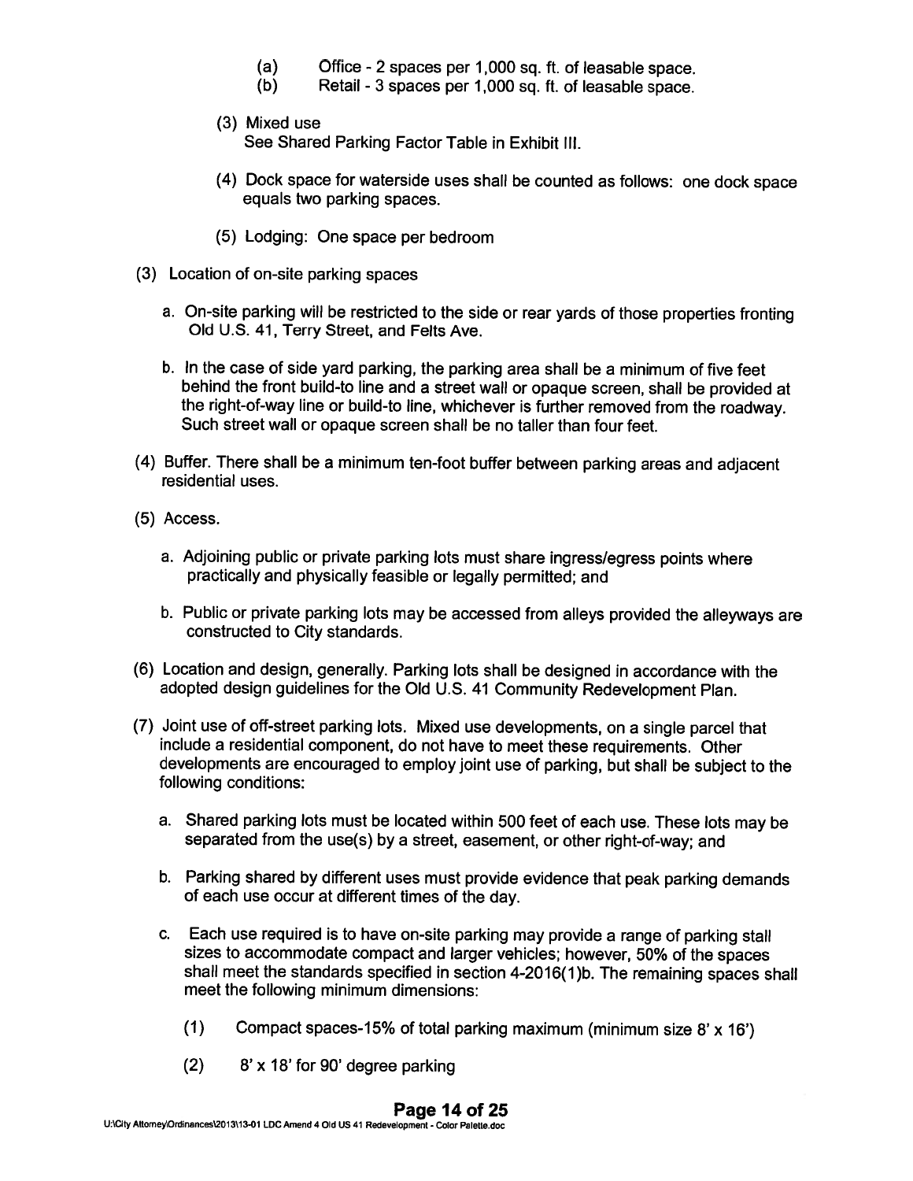(a) Office - 2 spaces per 1,000 sq. ft. of leasable space.
(b) Retail - 3 spaces per 1,000 sq. ft. of leasable space.

(3) Mixed use
See Shared Parking Factor Table in Exhibit III.

(4) Dock space for waterside uses shall be counted as follows: one dock space equals two parking spaces.

(5) Lodging: One space per bedroom

(3) Location of on-site parking spaces

a. On-site parking will be restricted to the side or rear yards of those properties fronting Old U.S. 41, Terry Street, and Felts Ave.

b. In the case of side yard parking, the parking area shall be a minimum of five feet behind the front build-to line and a street wall or opaque screen, shall be provided at the right-of-way line or build-to line, whichever is further removed from the roadway. Such street wall or opaque screen shall be no taller than four feet.

(4) Buffer. There shall be a minimum ten-foot buffer between parking areas and adjacent residential uses.

(5) Access.

a. Adjoining public or private parking lots must share ingress/egress points where practically and physically feasible or legally permitted; and

b. Public or private parking lots may be accessed from alleys provided the alleyways are constructed to City standards.

(6) Location and design, generally. Parking lots shall be designed in accordance with the adopted design guidelines for the Old U.S. 41 Community Redevelopment Plan.

(7) Joint use of off-street parking lots. Mixed use developments, on a single parcel that include a residential component, do not have to meet these requirements. Other developments are encouraged to employ joint use of parking, but shall be subject to the following conditions:

a. Shared parking lots must be located within 500 feet of each use. These lots may be separated from the use(s) by a street, easement, or other right-of-way; and

b. Parking shared by different uses must provide evidence that peak parking demands of each use occur at different times of the day.

c. Each use required is to have on-site parking may provide a range of parking stall sizes to accommodate compact and larger vehicles; however, 50% of the spaces shall meet the standards specified in section 4-2016(1)b. The remaining spaces shall meet the following minimum dimensions:

(1) Compact spaces-15% of total parking maximum (minimum size 8' x 16')

(2) 8' x 18' for 90' degree parking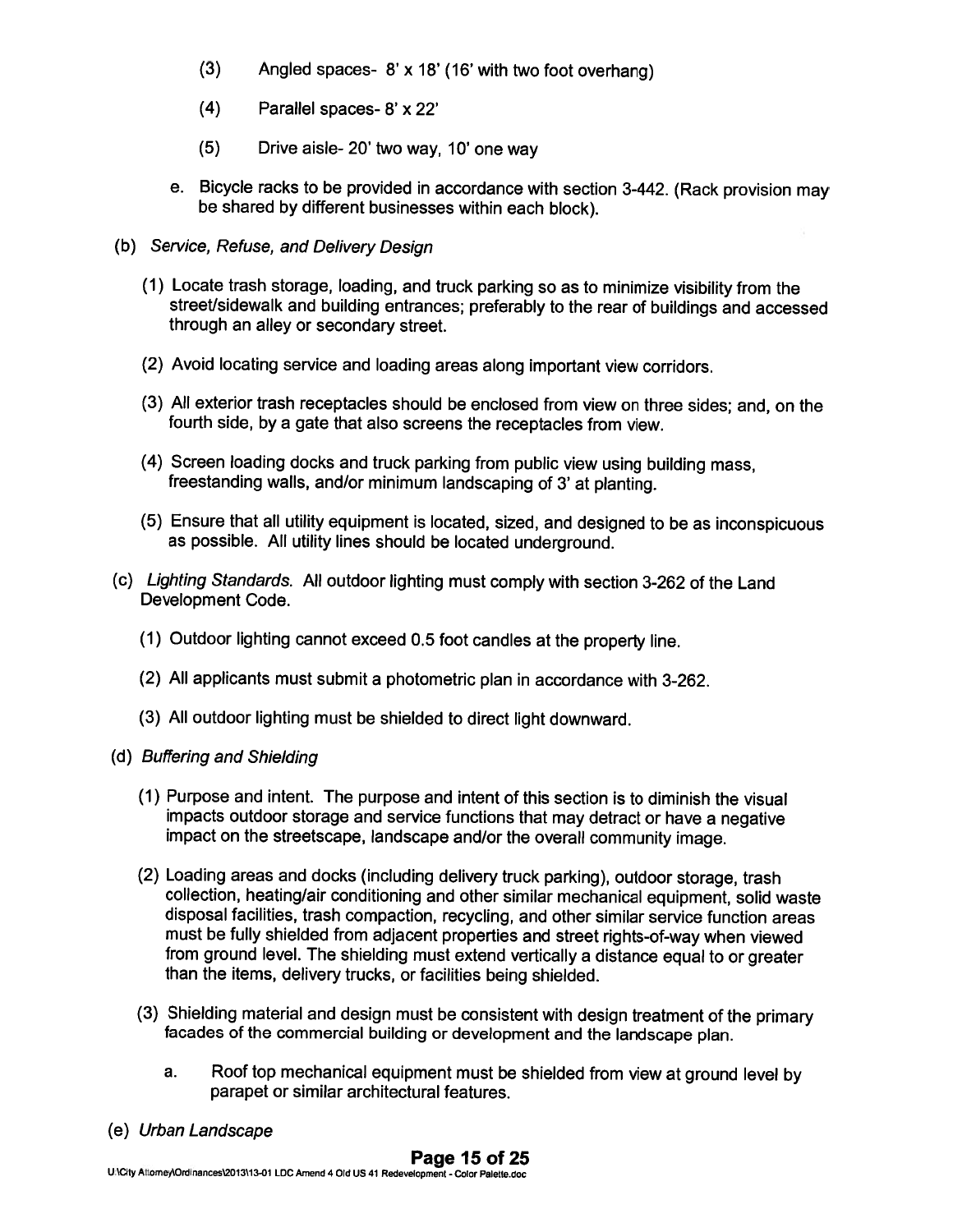(3) Angled spaces- 8' x 18' (16' with two foot overhang)

(4) Parallel spaces- 8' x 22'

(5) Drive aisle- 20' two way, 10' one way

e. Bicycle racks to be provided in accordance with section 3-442. (Rack provision may be shared by different businesses within each block).

(b) *Service, Refuse, and Delivery Design*

(1) Locate trash storage, loading, and truck parking so as to minimize visibility from the street/sidewalk and building entrances; preferably to the rear of buildings and accessed through an alley or secondary street.

(2) Avoid locating service and loading areas along important view corridors.

(3) All exterior trash receptacles should be enclosed from view on three sides; and, on the fourth side, by a gate that also screens the receptacles from view.

(4) Screen loading docks and truck parking from public view using building mass, freestanding walls, and/or minimum landscaping of 3' at planting.

(5) Ensure that all utility equipment is located, sized, and designed to be as inconspicuous as possible. All utility lines should be located underground.

(c) *Lighting Standards.* All outdoor lighting must comply with section 3-262 of the Land Development Code.

(1) Outdoor lighting cannot exceed 0.5 foot candles at the property line.

(2) All applicants must submit a photometric plan in accordance with 3-262.

(3) All outdoor lighting must be shielded to direct light downward.

(d) *Buffering and Shielding*

(1) Purpose and intent. The purpose and intent of this section is to diminish the visual impacts outdoor storage and service functions that may detract or have a negative impact on the streetscape, landscape and/or the overall community image.

(2) Loading areas and docks (including delivery truck parking), outdoor storage, trash collection, heating/air conditioning and other similar mechanical equipment, solid waste disposal facilities, trash compaction, recycling, and other similar service function areas must be fully shielded from adjacent properties and street rights-of-way when viewed from ground level. The shielding must extend vertically a distance equal to or greater than the items, delivery trucks, or facilities being shielded.

(3) Shielding material and design must be consistent with design treatment of the primary facades of the commercial building or development and the landscape plan.

a. Roof top mechanical equipment must be shielded from view at ground level by parapet or similar architectural features.

(e) *Urban Landscape*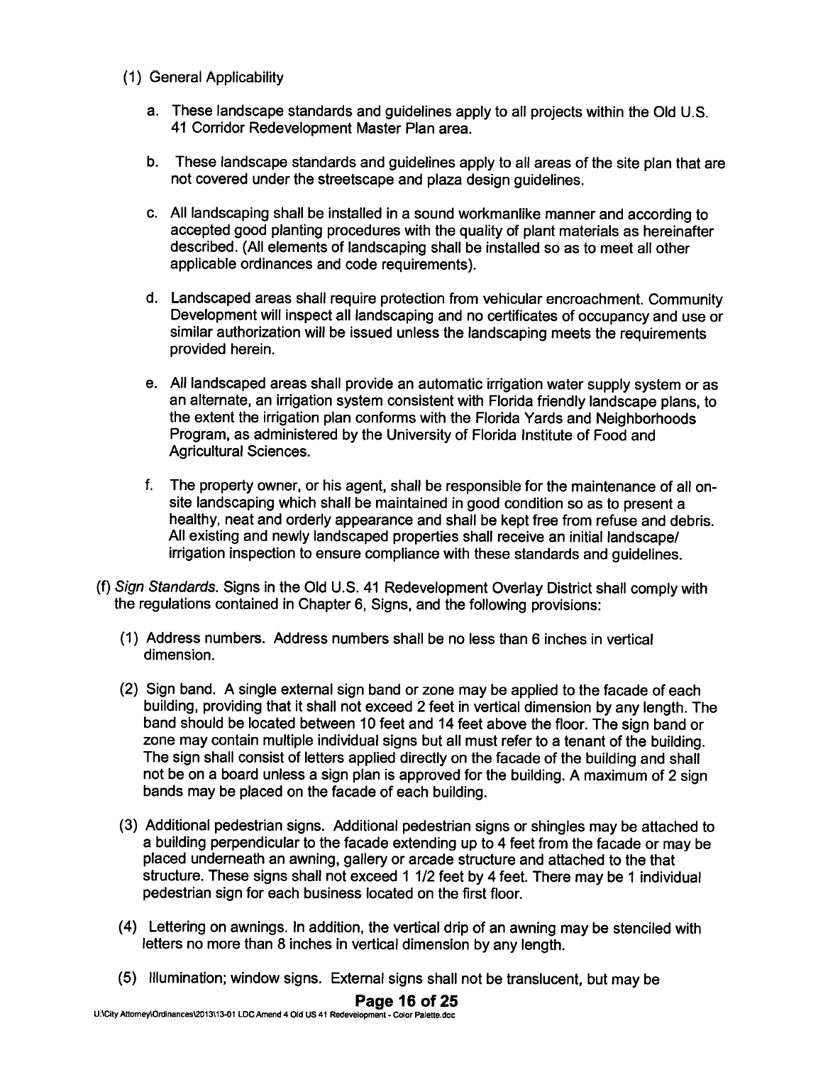(1) General Applicability

a. These landscape standards and guidelines apply to all projects within the Old U.S. 41 Corridor Redevelopment Master Plan area.

b. These landscape standards and guidelines apply to all areas of the site plan that are not covered under the streetscape and plaza design guidelines.

c. All landscaping shall be installed in a sound workmanlike manner and according to accepted good planting procedures with the quality of plant materials as hereinafter described. (All elements of landscaping shall be installed so as to meet all other applicable ordinances and code requirements).

d. Landscaped areas shall require protection from vehicular encroachment. Community Development will inspect all landscaping and no certificates of occupancy and use or similar authorization will be issued unless the landscaping meets the requirements provided herein.

e. All landscaped areas shall provide an automatic irrigation water supply system or as an alternate, an irrigation system consistent with Florida friendly landscape plans, to the extent the irrigation plan conforms with the Florida Yards and Neighborhoods Program, as administered by the University of Florida Institute of Food and Agricultural Sciences.

f. The property owner, or his agent, shall be responsible for the maintenance of all on-site landscaping which shall be maintained in good condition so as to present a healthy, neat and orderly appearance and shall be kept free from refuse and debris. All existing and newly landscaped properties shall receive an initial landscape/ irrigation inspection to ensure compliance with these standards and guidelines.

(f) *Sign Standards*. Signs in the Old U.S. 41 Redevelopment Overlay District shall comply with the regulations contained in Chapter 6, Signs, and the following provisions:

(1) Address numbers. Address numbers shall be no less than 6 inches in vertical dimension.

(2) Sign band. A single external sign band or zone may be applied to the facade of each building, providing that it shall not exceed 2 feet in vertical dimension by any length. The band should be located between 10 feet and 14 feet above the floor. The sign band or zone may contain multiple individual signs but all must refer to a tenant of the building. The sign shall consist of letters applied directly on the facade of the building and shall not be on a board unless a sign plan is approved for the building. A maximum of 2 sign bands may be placed on the facade of each building.

(3) Additional pedestrian signs. Additional pedestrian signs or shingles may be attached to a building perpendicular to the facade extending up to 4 feet from the facade or may be placed underneath an awning, gallery or arcade structure and attached to the that structure. These signs shall not exceed 1 1/2 feet by 4 feet. There may be 1 individual pedestrian sign for each business located on the first floor.

(4) Lettering on awnings. In addition, the vertical drip of an awning may be stenciled with letters no more than 8 inches in vertical dimension by any length.

(5) Illumination; window signs. External signs shall not be translucent, but may be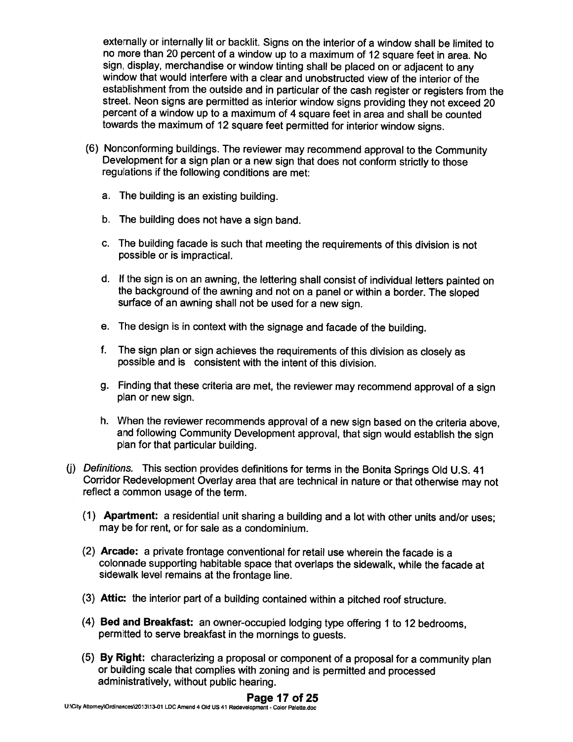externally or internally lit or backlit. Signs on the interior of a window shall be limited to no more than 20 percent of a window up to a maximum of 12 square feet in area. No sign, display, merchandise or window tinting shall be placed on or adjacent to any window that would interfere with a clear and unobstructed view of the interior of the establishment from the outside and in particular of the cash register or registers from the street. Neon signs are permitted as interior window signs providing they not exceed 20 percent of a window up to a maximum of 4 square feet in area and shall be counted towards the maximum of 12 square feet permitted for interior window signs.

(6) Nonconforming buildings. The reviewer may recommend approval to the Community Development for a sign plan or a new sign that does not conform strictly to those regulations if the following conditions are met:

a. The building is an existing building.

b. The building does not have a sign band.

c. The building facade is such that meeting the requirements of this division is not possible or is impractical.

d. If the sign is on an awning, the lettering shall consist of individual letters painted on the background of the awning and not on a panel or within a border. The sloped surface of an awning shall not be used for a new sign.

e. The design is in context with the signage and facade of the building.

f. The sign plan or sign achieves the requirements of this division as closely as possible and is consistent with the intent of this division.

g. Finding that these criteria are met, the reviewer may recommend approval of a sign plan or new sign.

h. When the reviewer recommends approval of a new sign based on the criteria above, and following Community Development approval, that sign would establish the sign plan for that particular building.

(j) *Definitions.* This section provides definitions for terms in the Bonita Springs Old U.S. 41 Corridor Redevelopment Overlay area that are technical in nature or that otherwise may not reflect a common usage of the term.

(1) **Apartment:** a residential unit sharing a building and a lot with other units and/or uses; may be for rent, or for sale as a condominium.

(2) **Arcade:** a private frontage conventional for retail use wherein the facade is a colonnade supporting habitable space that overlaps the sidewalk, while the facade at sidewalk level remains at the frontage line.

(3) **Attic:** the interior part of a building contained within a pitched roof structure.

(4) **Bed and Breakfast:** an owner-occupied lodging type offering 1 to 12 bedrooms, permitted to serve breakfast in the mornings to guests.

(5) **By Right:** characterizing a proposal or component of a proposal for a community plan or building scale that complies with zoning and is permitted and processed administratively, without public hearing.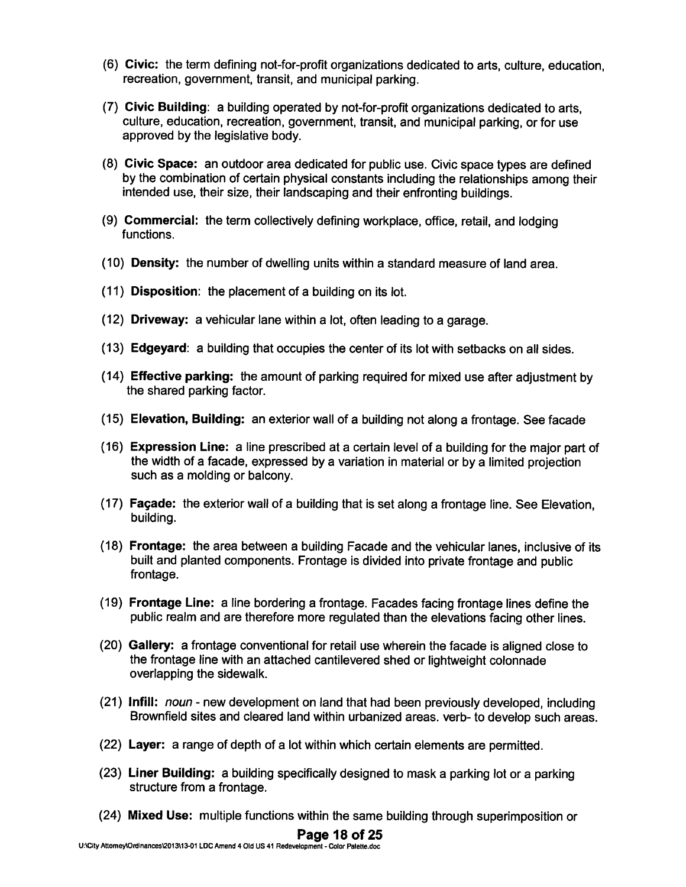(6) **Civic:** the term defining not-for-profit organizations dedicated to arts, culture, education, recreation, government, transit, and municipal parking.

(7) **Civic Building**: a building operated by not-for-profit organizations dedicated to arts, culture, education, recreation, government, transit, and municipal parking, or for use approved by the legislative body.

(8) **Civic Space:** an outdoor area dedicated for public use. Civic space types are defined by the combination of certain physical constants including the relationships among their intended use, their size, their landscaping and their enfronting buildings.

(9) **Commercial:** the term collectively defining workplace, office, retail, and lodging functions.

(10) **Density:** the number of dwelling units within a standard measure of land area.

(11) **Disposition**: the placement of a building on its lot.

(12) **Driveway:** a vehicular lane within a lot, often leading to a garage.

(13) **Edgeyard**: a building that occupies the center of its lot with setbacks on all sides.

(14) **Effective parking:** the amount of parking required for mixed use after adjustment by the shared parking factor.

(15) **Elevation, Building:** an exterior wall of a building not along a frontage. See facade

(16) **Expression Line:** a line prescribed at a certain level of a building for the major part of the width of a facade, expressed by a variation in material or by a limited projection such as a molding or balcony.

(17) **Façade:** the exterior wall of a building that is set along a frontage line. See Elevation, building.

(18) **Frontage:** the area between a building Facade and the vehicular lanes, inclusive of its built and planted components. Frontage is divided into private frontage and public frontage.

(19) **Frontage Line:** a line bordering a frontage. Facades facing frontage lines define the public realm and are therefore more regulated than the elevations facing other lines.

(20) **Gallery:** a frontage conventional for retail use wherein the facade is aligned close to the frontage line with an attached cantilevered shed or lightweight colonnade overlapping the sidewalk.

(21) **Infill:** *noun* - new development on land that had been previously developed, including Brownfield sites and cleared land within urbanized areas. verb- to develop such areas.

(22) **Layer:** a range of depth of a lot within which certain elements are permitted.

(23) **Liner Building:** a building specifically designed to mask a parking lot or a parking structure from a frontage.

(24) **Mixed Use:** multiple functions within the same building through superimposition or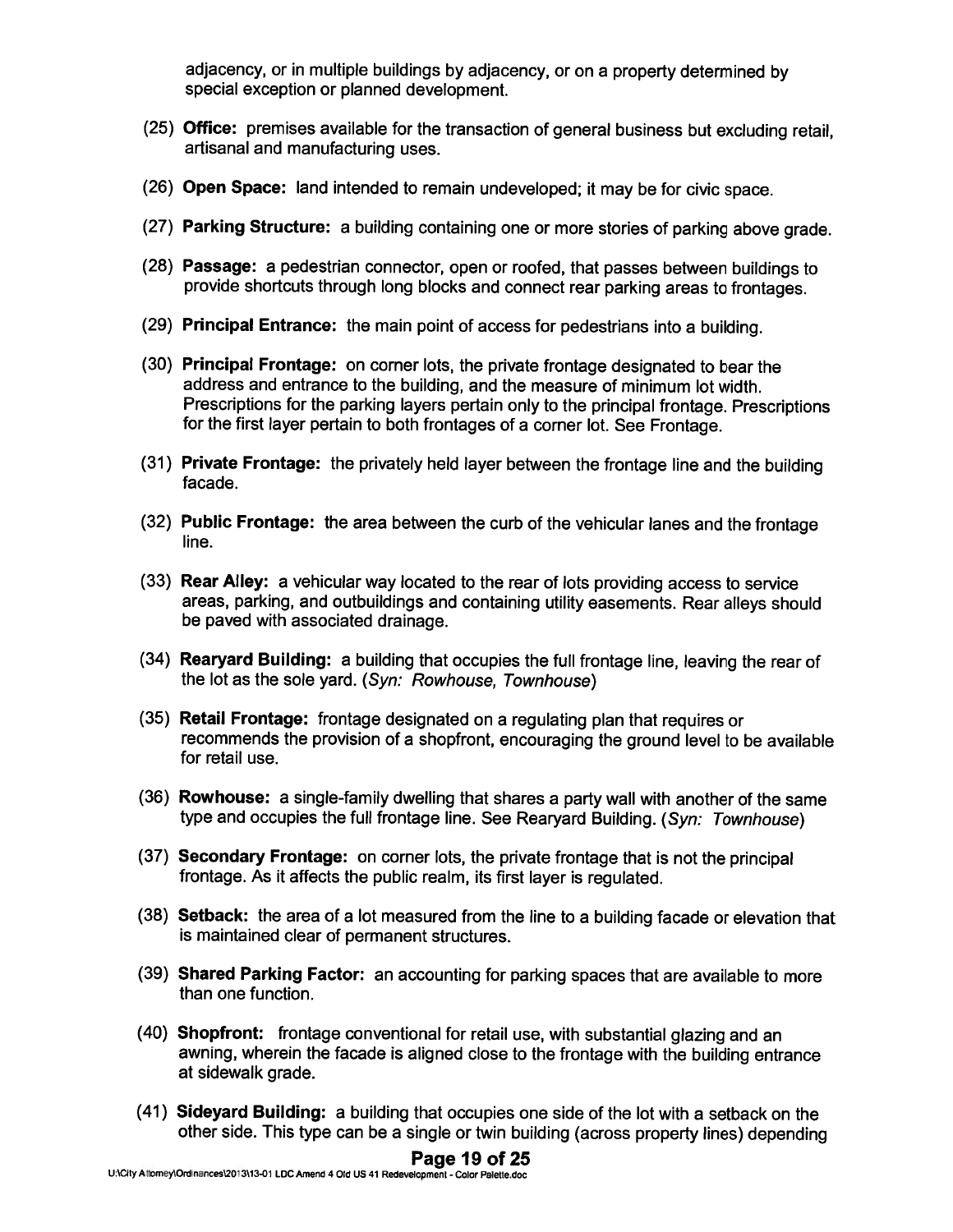adjacency, or in multiple buildings by adjacency, or on a property determined by special exception or planned development.

(25) **Office:** premises available for the transaction of general business but excluding retail, artisanal and manufacturing uses.

(26) **Open Space:** land intended to remain undeveloped; it may be for civic space.

(27) **Parking Structure:** a building containing one or more stories of parking above grade.

(28) **Passage:** a pedestrian connector, open or roofed, that passes between buildings to provide shortcuts through long blocks and connect rear parking areas to frontages.

(29) **Principal Entrance:** the main point of access for pedestrians into a building.

(30) **Principal Frontage:** on corner lots, the private frontage designated to bear the address and entrance to the building, and the measure of minimum lot width. Prescriptions for the parking layers pertain only to the principal frontage. Prescriptions for the first layer pertain to both frontages of a corner lot. See Frontage.

(31) **Private Frontage:** the privately held layer between the frontage line and the building facade.

(32) **Public Frontage:** the area between the curb of the vehicular lanes and the frontage line.

(33) **Rear Alley:** a vehicular way located to the rear of lots providing access to service areas, parking, and outbuildings and containing utility easements. Rear alleys should be paved with associated drainage.

(34) **Rearyard Building:** a building that occupies the full frontage line, leaving the rear of the lot as the sole yard. (*Syn: Rowhouse, Townhouse*)

(35) **Retail Frontage:** frontage designated on a regulating plan that requires or recommends the provision of a shopfront, encouraging the ground level to be available for retail use.

(36) **Rowhouse:** a single-family dwelling that shares a party wall with another of the same type and occupies the full frontage line. See Rearyard Building. (*Syn: Townhouse*)

(37) **Secondary Frontage:** on corner lots, the private frontage that is not the principal frontage. As it affects the public realm, its first layer is regulated.

(38) **Setback:** the area of a lot measured from the line to a building facade or elevation that is maintained clear of permanent structures.

(39) **Shared Parking Factor:** an accounting for parking spaces that are available to more than one function.

(40) **Shopfront:** frontage conventional for retail use, with substantial glazing and an awning, wherein the facade is aligned close to the frontage with the building entrance at sidewalk grade.

(41) **Sideyard Building:** a building that occupies one side of the lot with a setback on the other side. This type can be a single or twin building (across property lines) depending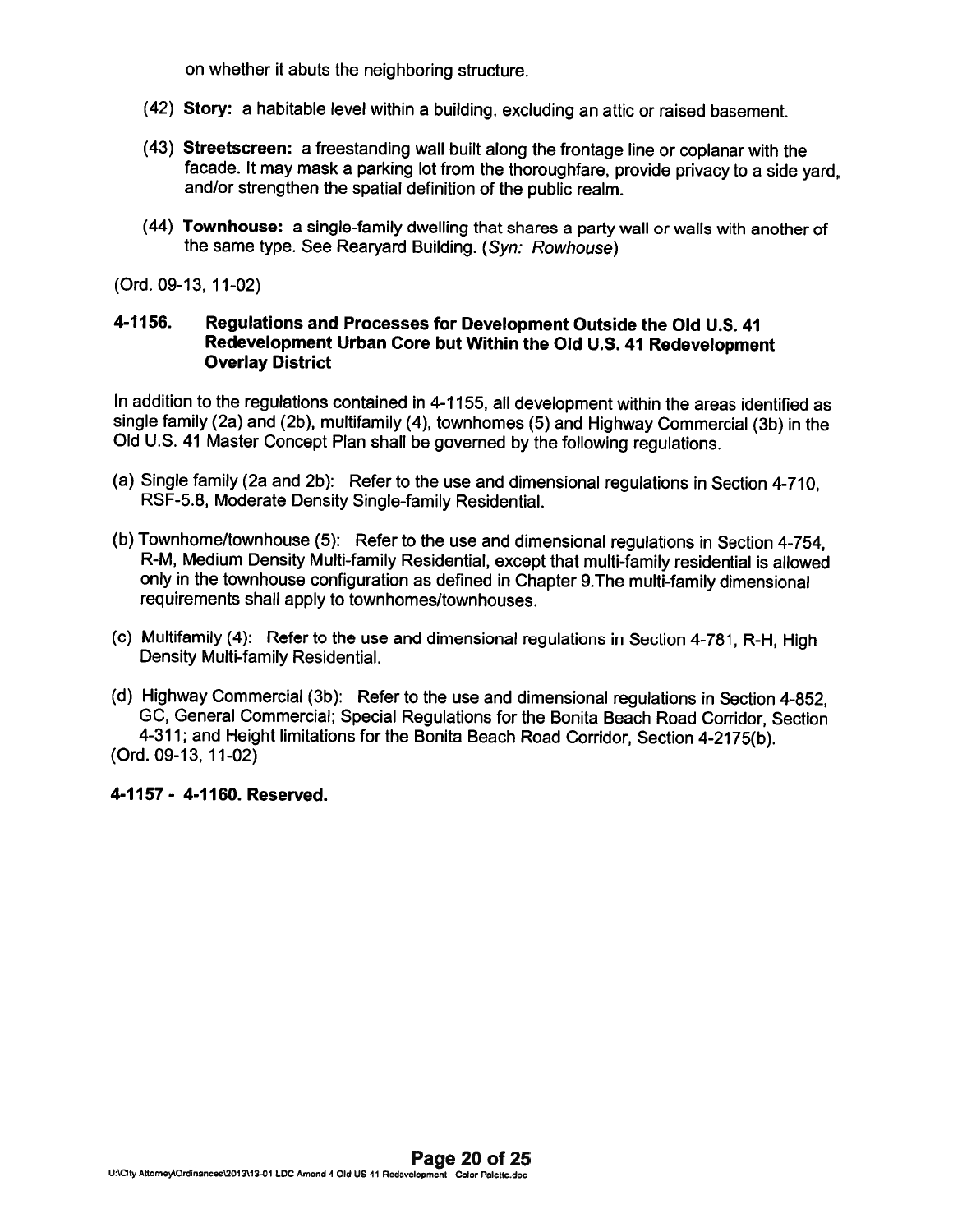on whether it abuts the neighboring structure.

(42) **Story:** a habitable level within a building, excluding an attic or raised basement.

(43) **Streetscreen:** a freestanding wall built along the frontage line or coplanar with the facade. It may mask a parking lot from the thoroughfare, provide privacy to a side yard, and/or strengthen the spatial definition of the public realm.

(44) **Townhouse:** a single-family dwelling that shares a party wall or walls with another of the same type. See Rearyard Building. (*Syn: Rowhouse*)

(Ord. 09-13, 11-02)

### 4-1156. Regulations and Processes for Development Outside the Old U.S. 41 Redevelopment Urban Core but Within the Old U.S. 41 Redevelopment Overlay District

In addition to the regulations contained in 4-1155, all development within the areas identified as single family (2a) and (2b), multifamily (4), townhomes (5) and Highway Commercial (3b) in the Old U.S. 41 Master Concept Plan shall be governed by the following regulations.

(a) Single family (2a and 2b): Refer to the use and dimensional regulations in Section 4-710, RSF-5.8, Moderate Density Single-family Residential.

(b) Townhome/townhouse (5): Refer to the use and dimensional regulations in Section 4-754, R-M, Medium Density Multi-family Residential, except that multi-family residential is allowed only in the townhouse configuration as defined in Chapter 9.The multi-family dimensional requirements shall apply to townhomes/townhouses.

(c) Multifamily (4): Refer to the use and dimensional regulations in Section 4-781, R-H, High Density Multi-family Residential.

(d) Highway Commercial (3b): Refer to the use and dimensional regulations in Section 4-852, GC, General Commercial; Special Regulations for the Bonita Beach Road Corridor, Section 4-311; and Height limitations for the Bonita Beach Road Corridor, Section 4-2175(b).

(Ord. 09-13, 11-02)

### 4-1157 - 4-1160. Reserved.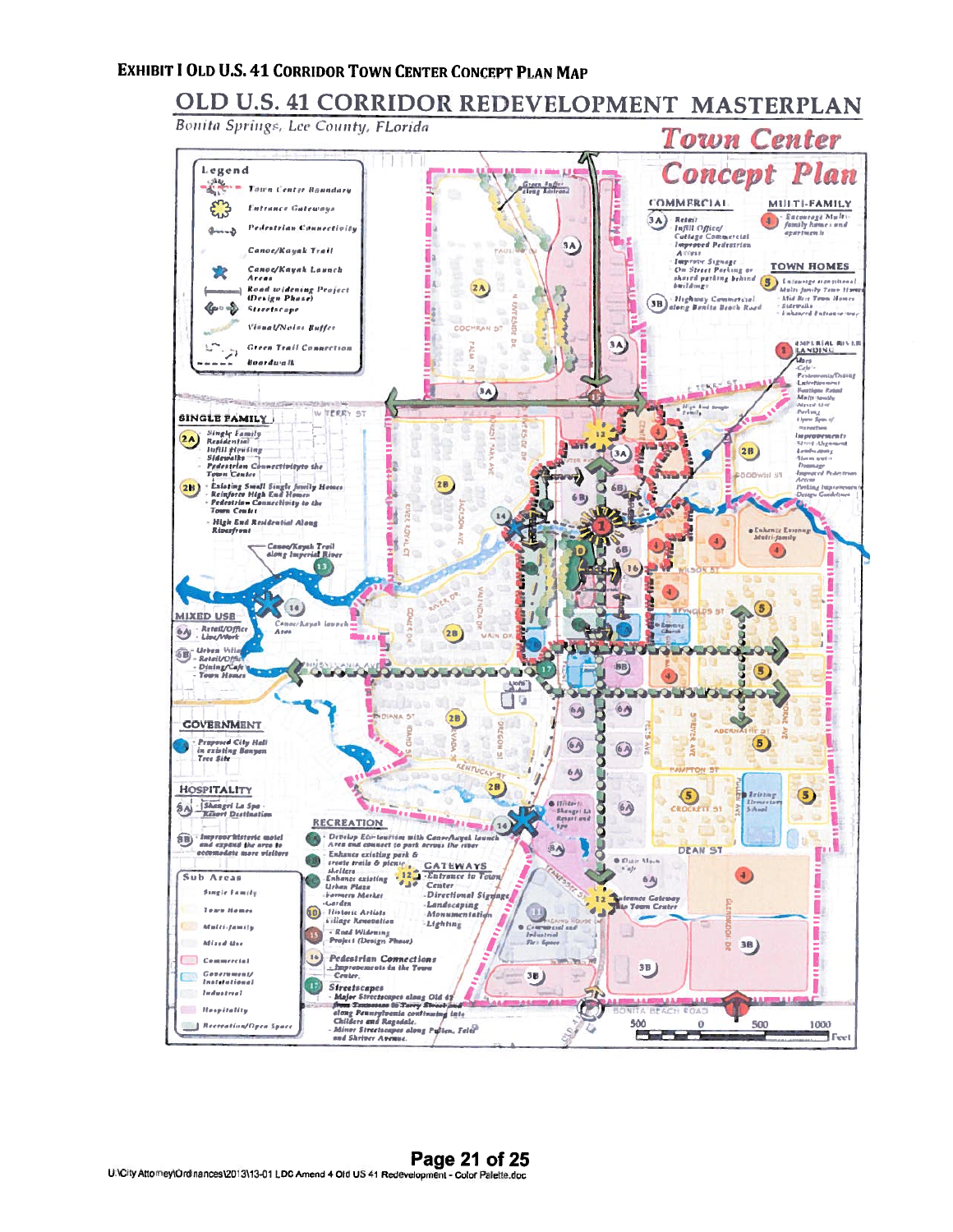# EXHIBIT I OLD U.S. 41 CORRIDOR TOWN CENTER CONCEPT PLAN MAP

## OLD U.S. 41 CORRIDOR REDEVELOPMENT MASTERPLAN

Bonita Springs, Lee County, FLorida

**Town Center Concept Plan**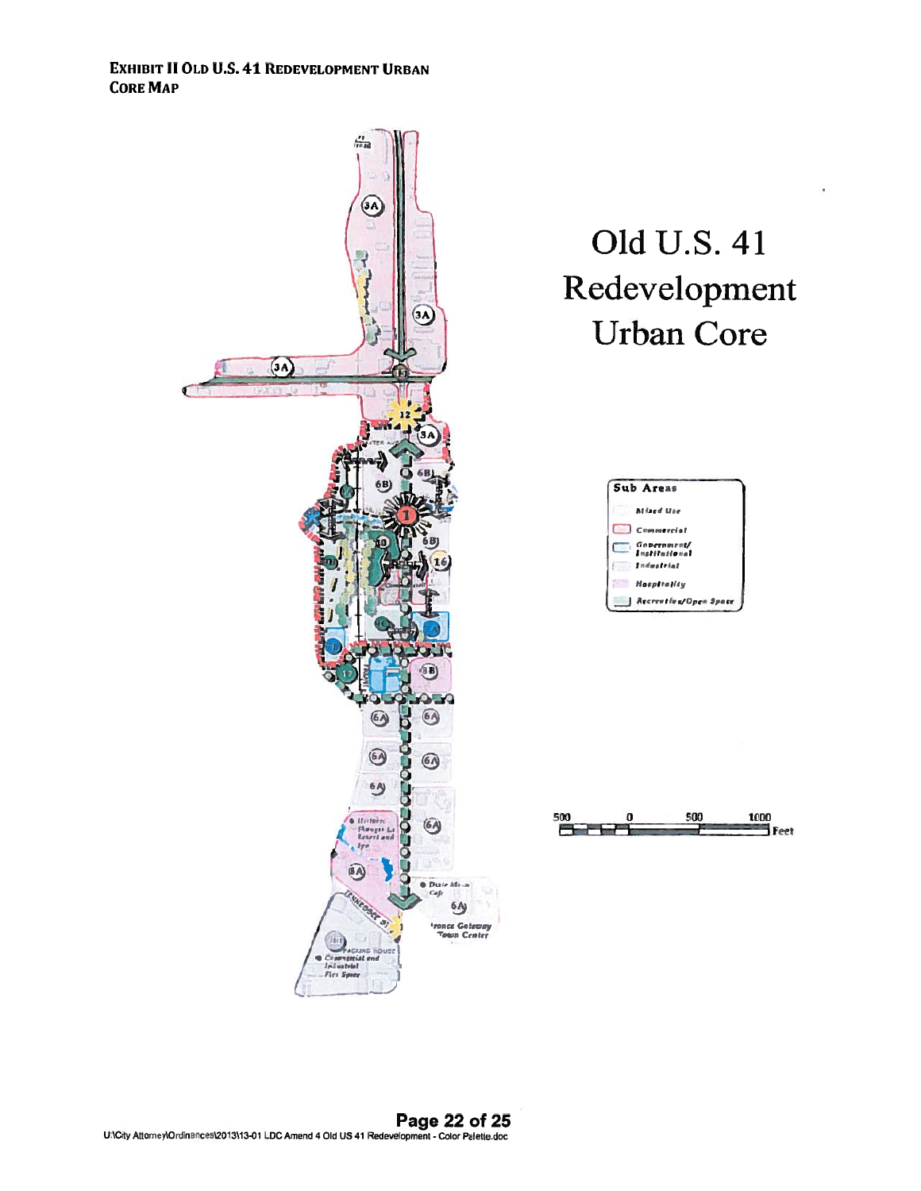**Exhibit II Old U.S. 41 Redevelopment Urban Core Map**

# Old U.S. 41 Redevelopment Urban Core

**Sub Areas**

- Mixed Use
- Commercial
- Government/ Institutional
- Industrial
- Hospitality
- Recreation/Open Space

500 0 500 1000 Feet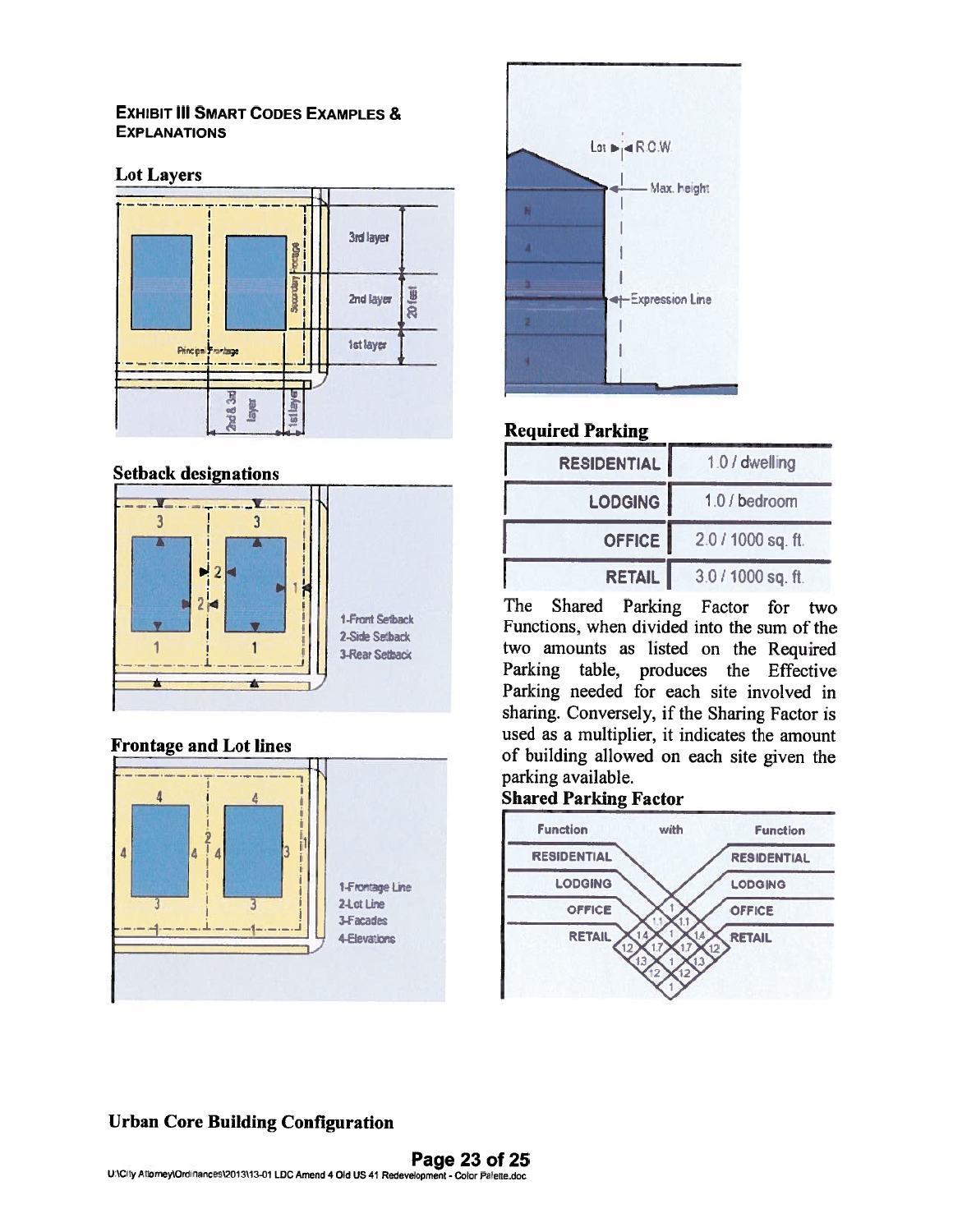EXHIBIT III SMART CODES EXAMPLES & EXPLANATIONS

**Lot Layers**

3rd layer

2nd layer

20 feet

1st layer

Secondary Frontage

Principal Frontage

2nd & 3rd layer

1st layer

**Setback designations**

1-Front Setback
2-Side Setback
3-Rear Setback

**Frontage and Lot lines**

1-Frontage Line
2-Lot Line
3-Facades
4-Elevations

Lot ► ◄ R.O.W.

Max. height

Expression Line

**Required Parking**

| RESIDENTIAL | 1.0 / dwelling |
|---|---|
| LODGING | 1.0 / bedroom |
| OFFICE | 2.0 / 1000 sq. ft. |
| RETAIL | 3.0 / 1000 sq. ft. |

The Shared Parking Factor for two Functions, when divided into the sum of the two amounts as listed on the Required Parking table, produces the Effective Parking needed for each site involved in sharing. Conversely, if the Sharing Factor is used as a multiplier, it indicates the amount of building allowed on each site given the parking available.

**Shared Parking Factor**

| Function | with | Function | Shared Parking Factor |
|---|---|---|---|
| RESIDENTIAL | with | RESIDENTIAL | 1 |
| RESIDENTIAL | with | LODGING | 1.1 |
| RESIDENTIAL | with | OFFICE | 1.4 |
| RESIDENTIAL | with | RETAIL | 1.2 |
| LODGING | with | LODGING | 1 |
| LODGING | with | OFFICE | 1.7 |
| LODGING | with | RETAIL | 1.3 |
| OFFICE | with | OFFICE | 1 |
| OFFICE | with | RETAIL | 1.2 |
| RETAIL | with | RETAIL | 1 |

**Urban Core Building Configuration**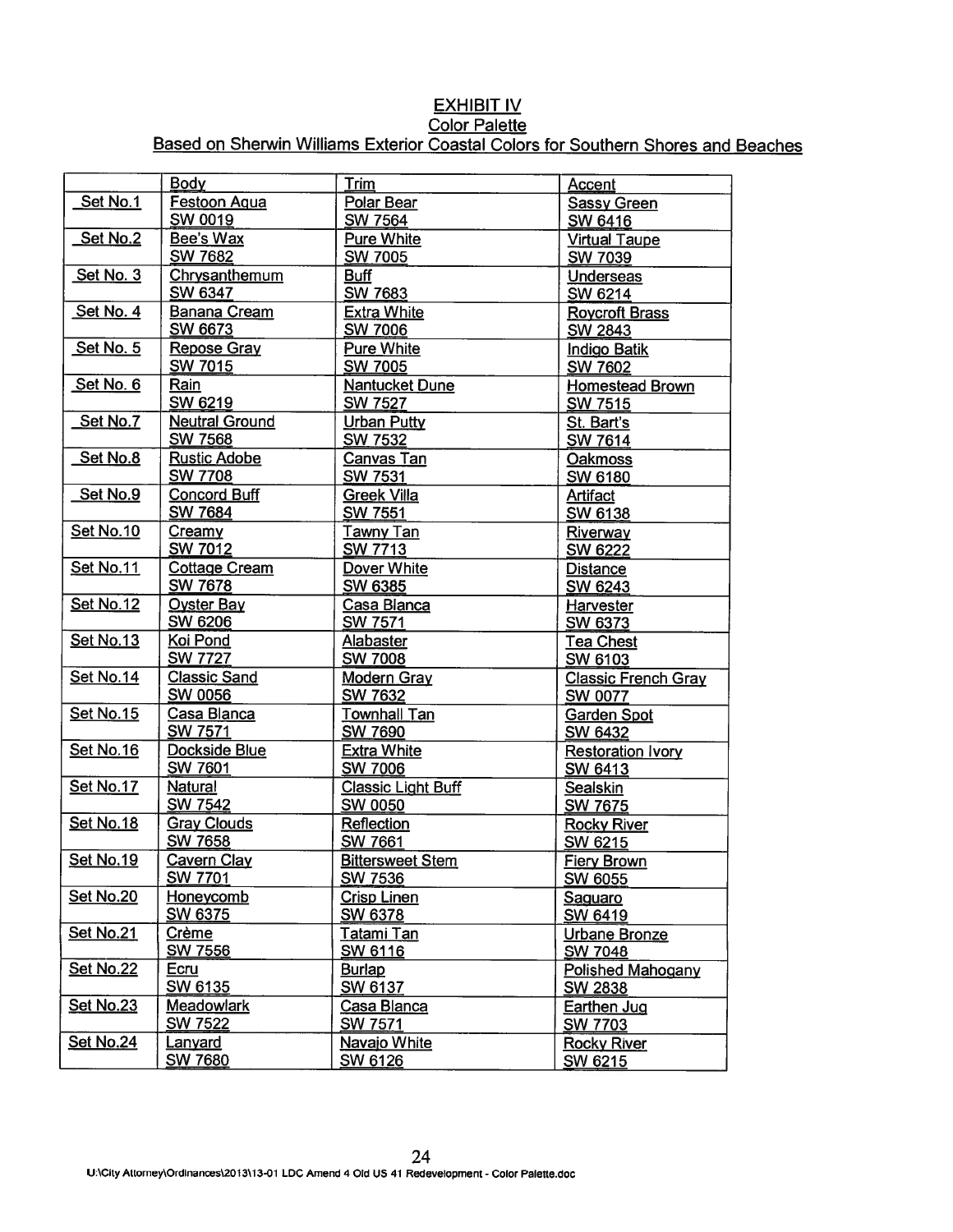# EXHIBIT IV

## Color Palette

### Based on Sherwin Williams Exterior Coastal Colors for Southern Shores and Beaches

| | Body | Trim | Accent |
|---|---|---|---|
| Set No.1 | Festoon Aqua SW 0019 | Polar Bear SW 7564 | Sassy Green SW 6416 |
| Set No.2 | Bee's Wax SW 7682 | Pure White SW 7005 | Virtual Taupe SW 7039 |
| Set No. 3 | Chrysanthemum SW 6347 | Buff SW 7683 | Underseas SW 6214 |
| Set No. 4 | Banana Cream SW 6673 | Extra White SW 7006 | Roycroft Brass SW 2843 |
| Set No. 5 | Repose Gray SW 7015 | Pure White SW 7005 | Indigo Batik SW 7602 |
| Set No. 6 | Rain SW 6219 | Nantucket Dune SW 7527 | Homestead Brown SW 7515 |
| Set No.7 | Neutral Ground SW 7568 | Urban Putty SW 7532 | St. Bart's SW 7614 |
| Set No.8 | Rustic Adobe SW 7708 | Canvas Tan SW 7531 | Oakmoss SW 6180 |
| Set No.9 | Concord Buff SW 7684 | Greek Villa SW 7551 | Artifact SW 6138 |
| Set No.10 | Creamy SW 7012 | Tawny Tan SW 7713 | Riverway SW 6222 |
| Set No.11 | Cottage Cream SW 7678 | Dover White SW 6385 | Distance SW 6243 |
| Set No.12 | Oyster Bay SW 6206 | Casa Blanca SW 7571 | Harvester SW 6373 |
| Set No.13 | Koi Pond SW 7727 | Alabaster SW 7008 | Tea Chest SW 6103 |
| Set No.14 | Classic Sand SW 0056 | Modern Gray SW 7632 | Classic French Gray SW 0077 |
| Set No.15 | Casa Blanca SW 7571 | Townhall Tan SW 7690 | Garden Spot SW 6432 |
| Set No.16 | Dockside Blue SW 7601 | Extra White SW 7006 | Restoration Ivory SW 6413 |
| Set No.17 | Natural SW 7542 | Classic Light Buff SW 0050 | Sealskin SW 7675 |
| Set No.18 | Gray Clouds SW 7658 | Reflection SW 7661 | Rocky River SW 6215 |
| Set No.19 | Cavern Clay SW 7701 | Bittersweet Stem SW 7536 | Fiery Brown SW 6055 |
| Set No.20 | Honeycomb SW 6375 | Crisp Linen SW 6378 | Saguaro SW 6419 |
| Set No.21 | Crème SW 7556 | Tatami Tan SW 6116 | Urbane Bronze SW 7048 |
| Set No.22 | Ecru SW 6135 | Burlap SW 6137 | Polished Mahogany SW 2838 |
| Set No.23 | Meadowlark SW 7522 | Casa Blanca SW 7571 | Earthen Jug SW 7703 |
| Set No.24 | Lanyard SW 7680 | Navajo White SW 6126 | Rocky River SW 6215 |

U:\City Attorney\Ordinances\2013\13-01 LDC Amend 4 Old US 41 Redevelopment - Color Palette.doc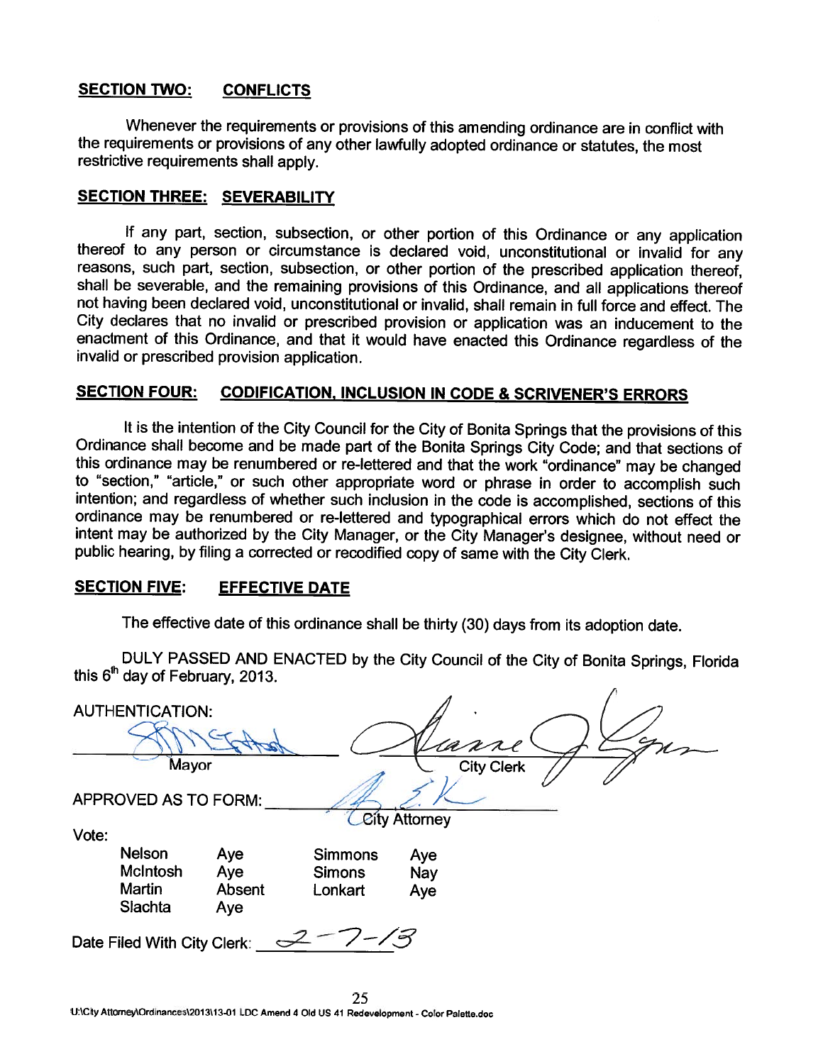**SECTION TWO: CONFLICTS**

Whenever the requirements or provisions of this amending ordinance are in conflict with the requirements or provisions of any other lawfully adopted ordinance or statutes, the most restrictive requirements shall apply.

**SECTION THREE: SEVERABILITY**

If any part, section, subsection, or other portion of this Ordinance or any application thereof to any person or circumstance is declared void, unconstitutional or invalid for any reasons, such part, section, subsection, or other portion of the prescribed application thereof, shall be severable, and the remaining provisions of this Ordinance, and all applications thereof not having been declared void, unconstitutional or invalid, shall remain in full force and effect. The City declares that no invalid or prescribed provision or application was an inducement to the enactment of this Ordinance, and that it would have enacted this Ordinance regardless of the invalid or prescribed provision application.

**SECTION FOUR: CODIFICATION, INCLUSION IN CODE & SCRIVENER'S ERRORS**

It is the intention of the City Council for the City of Bonita Springs that the provisions of this Ordinance shall become and be made part of the Bonita Springs City Code; and that sections of this ordinance may be renumbered or re-lettered and that the work "ordinance" may be changed to "section," "article," or such other appropriate word or phrase in order to accomplish such intention; and regardless of whether such inclusion in the code is accomplished, sections of this ordinance may be renumbered or re-lettered and typographical errors which do not effect the intent may be authorized by the City Manager, or the City Manager's designee, without need or public hearing, by filing a corrected or recodified copy of same with the City Clerk.

**SECTION FIVE: EFFECTIVE DATE**

The effective date of this ordinance shall be thirty (30) days from its adoption date.

DULY PASSED AND ENACTED by the City Council of the City of Bonita Springs, Florida this 6th day of February, 2013.

AUTHENTICATION:

_______________________ Mayor

_______________________ City Clerk

APPROVED AS TO FORM: _______________________ City Attorney

Vote:

| | | | |
|---|---|---|---|
| Nelson | Aye | Simmons | Aye |
| McIntosh | Aye | Simons | Nay |
| Martin | Absent | Lonkart | Aye |
| Slachta | Aye | | |

Date Filed With City Clerk: 2-7-13

U:\City Attorney\Ordinances\2013\13-01 LDC Amend 4 Old US 41 Redevelopment - Color Palette.doc